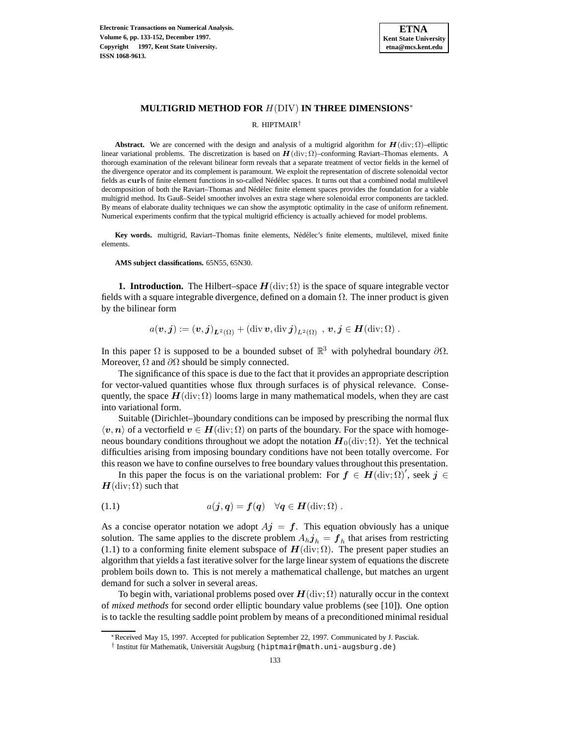# MULTIGRID METHOD FOR $H(\mathrm{DIV})$ IN THREE DIMENSIONS*

R. HIPTMAIR†

**Abstract.** We are concerned with the design and analysis of a multigrid algorithm for $\boldsymbol{H}(\mathrm{div};\Omega)$–elliptic linear variational problems. The discretization is based on $\boldsymbol{H}(\mathrm{div};\Omega)$–conforming Raviart–Thomas elements. A thorough examination of the relevant bilinear form reveals that a separate treatment of vector fields in the kernel of the divergence operator and its complement is paramount. We exploit the representation of discrete solenoidal vector fields as $\mathbf{curl}$s of finite element functions in so-called Nédélec spaces. It turns out that a combined nodal multilevel decomposition of both the Raviart–Thomas and Nédélec finite element spaces provides the foundation for a viable multigrid method. Its Gauß–Seidel smoother involves an extra stage where solenoidal error components are tackled. By means of elaborate duality techniques we can show the asymptotic optimality in the case of uniform refinement. Numerical experiments confirm that the typical multigrid efficiency is actually achieved for model problems.

**Key words.** multigrid, Raviart–Thomas finite elements, Nédélec's finite elements, multilevel, mixed finite elements.

**AMS subject classifications.** 65N55, 65N30.

**1. Introduction.** The Hilbert–space $\boldsymbol{H}(\mathrm{div};\Omega)$ is the space of square integrable vector fields with a square integrable divergence, defined on a domain $\Omega$. The inner product is given by the bilinear form

$$a(\boldsymbol{v},\boldsymbol{j}) := (\boldsymbol{v},\boldsymbol{j})_{\boldsymbol{L}^2(\Omega)} + (\mathrm{div}\,\boldsymbol{v},\mathrm{div}\,\boldsymbol{j})_{L^2(\Omega)} \;,\; \boldsymbol{v},\boldsymbol{j}\in \boldsymbol{H}(\mathrm{div};\Omega)\;.$$

In this paper $\Omega$ is supposed to be a bounded subset of $\mathbb{R}^3$ with polyhedral boundary $\partial\Omega$. Moreover, $\Omega$ and $\partial\Omega$ should be simply connected.

The significance of this space is due to the fact that it provides an appropriate description for vector-valued quantities whose flux through surfaces is of physical relevance. Consequently, the space $\boldsymbol{H}(\mathrm{div};\Omega)$ looms large in many mathematical models, when they are cast into variational form.

Suitable (Dirichlet–)boundary conditions can be imposed by prescribing the normal flux $\langle \boldsymbol{v},\boldsymbol{n}\rangle$ of a vectorfield $\boldsymbol{v}\in\boldsymbol{H}(\mathrm{div};\Omega)$ on parts of the boundary. For the space with homogeneous boundary conditions throughout we adopt the notation $\boldsymbol{H}_0(\mathrm{div};\Omega)$. Yet the technical difficulties arising from imposing boundary conditions have not been totally overcome. For this reason we have to confine ourselves to free boundary values throughout this presentation.

In this paper the focus is on the variational problem: For $\boldsymbol{f}\in\boldsymbol{H}(\mathrm{div};\Omega)'$, seek $\boldsymbol{j}\in\boldsymbol{H}(\mathrm{div};\Omega)$ such that

$$a(\boldsymbol{j},\boldsymbol{q}) = \boldsymbol{f}(\boldsymbol{q}) \quad \forall \boldsymbol{q}\in\boldsymbol{H}(\mathrm{div};\Omega)\;. \tag{1.1}$$

As a concise operator notation we adopt $A\boldsymbol{j}=\boldsymbol{f}$. This equation obviously has a unique solution. The same applies to the discrete problem $A_h\boldsymbol{j}_h=\boldsymbol{f}_h$ that arises from restricting (1.1) to a conforming finite element subspace of $\boldsymbol{H}(\mathrm{div};\Omega)$. The present paper studies an algorithm that yields a fast iterative solver for the large linear system of equations the discrete problem boils down to. This is not merely a mathematical challenge, but matches an urgent demand for such a solver in several areas.

To begin with, variational problems posed over $\boldsymbol{H}(\mathrm{div};\Omega)$ naturally occur in the context of *mixed methods* for second order elliptic boundary value problems (see [10]). One option is to tackle the resulting saddle point problem by means of a preconditioned minimal residual

*Received May 15, 1997. Accepted for publication September 22, 1997. Communicated by J. Pasciak.

† Institut für Mathematik, Universität Augsburg (hiptmair@math.uni-augsburg.de)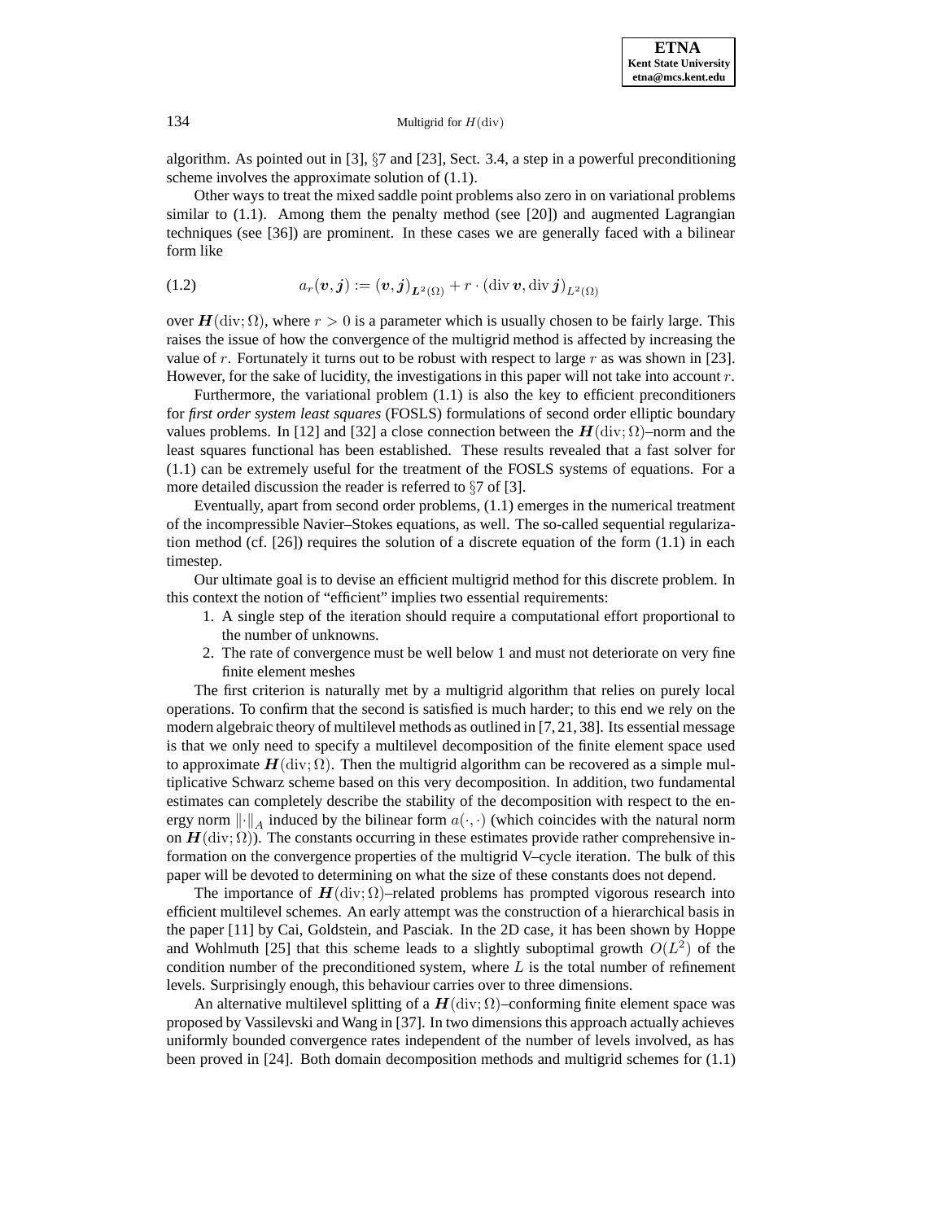algorithm. As pointed out in [3], §7 and [23], Sect. 3.4, a step in a powerful preconditioning scheme involves the approximate solution of (1.1).

Other ways to treat the mixed saddle point problems also zero in on variational problems similar to (1.1). Among them the penalty method (see [20]) and augmented Lagrangian techniques (see [36]) are prominent. In these cases we are generally faced with a bilinear form like

$$a_r(\boldsymbol{v}, \boldsymbol{j}) := (\boldsymbol{v}, \boldsymbol{j})_{\boldsymbol{L}^2(\Omega)} + r \cdot (\operatorname{div} \boldsymbol{v}, \operatorname{div} \boldsymbol{j})_{L^2(\Omega)} \tag{1.2}$$

over $\boldsymbol{H}(\operatorname{div}; \Omega)$, where $r > 0$ is a parameter which is usually chosen to be fairly large. This raises the issue of how the convergence of the multigrid method is affected by increasing the value of $r$. Fortunately it turns out to be robust with respect to large $r$ as was shown in [23]. However, for the sake of lucidity, the investigations in this paper will not take into account $r$.

Furthermore, the variational problem (1.1) is also the key to efficient preconditioners for *first order system least squares* (FOSLS) formulations of second order elliptic boundary values problems. In [12] and [32] a close connection between the $\boldsymbol{H}(\operatorname{div}; \Omega)$–norm and the least squares functional has been established. These results revealed that a fast solver for (1.1) can be extremely useful for the treatment of the FOSLS systems of equations. For a more detailed discussion the reader is referred to §7 of [3].

Eventually, apart from second order problems, (1.1) emerges in the numerical treatment of the incompressible Navier–Stokes equations, as well. The so-called sequential regularization method (cf. [26]) requires the solution of a discrete equation of the form (1.1) in each timestep.

Our ultimate goal is to devise an efficient multigrid method for this discrete problem. In this context the notion of "efficient" implies two essential requirements:

1. A single step of the iteration should require a computational effort proportional to the number of unknowns.
2. The rate of convergence must be well below 1 and must not deteriorate on very fine finite element meshes

The first criterion is naturally met by a multigrid algorithm that relies on purely local operations. To confirm that the second is satisfied is much harder; to this end we rely on the modern algebraic theory of multilevel methods as outlined in [7, 21, 38]. Its essential message is that we only need to specify a multilevel decomposition of the finite element space used to approximate $\boldsymbol{H}(\operatorname{div}; \Omega)$. Then the multigrid algorithm can be recovered as a simple multiplicative Schwarz scheme based on this very decomposition. In addition, two fundamental estimates can completely describe the stability of the decomposition with respect to the energy norm $\|\cdot\|_A$ induced by the bilinear form $a(\cdot, \cdot)$ (which coincides with the natural norm on $\boldsymbol{H}(\operatorname{div}; \Omega)$). The constants occurring in these estimates provide rather comprehensive information on the convergence properties of the multigrid V–cycle iteration. The bulk of this paper will be devoted to determining on what the size of these constants does not depend.

The importance of $\boldsymbol{H}(\operatorname{div}; \Omega)$–related problems has prompted vigorous research into efficient multilevel schemes. An early attempt was the construction of a hierarchical basis in the paper [11] by Cai, Goldstein, and Pasciak. In the 2D case, it has been shown by Hoppe and Wohlmuth [25] that this scheme leads to a slightly suboptimal growth $O(L^2)$ of the condition number of the preconditioned system, where $L$ is the total number of refinement levels. Surprisingly enough, this behaviour carries over to three dimensions.

An alternative multilevel splitting of a $\boldsymbol{H}(\operatorname{div}; \Omega)$–conforming finite element space was proposed by Vassilevski and Wang in [37]. In two dimensions this approach actually achieves uniformly bounded convergence rates independent of the number of levels involved, as has been proved in [24]. Both domain decomposition methods and multigrid schemes for (1.1)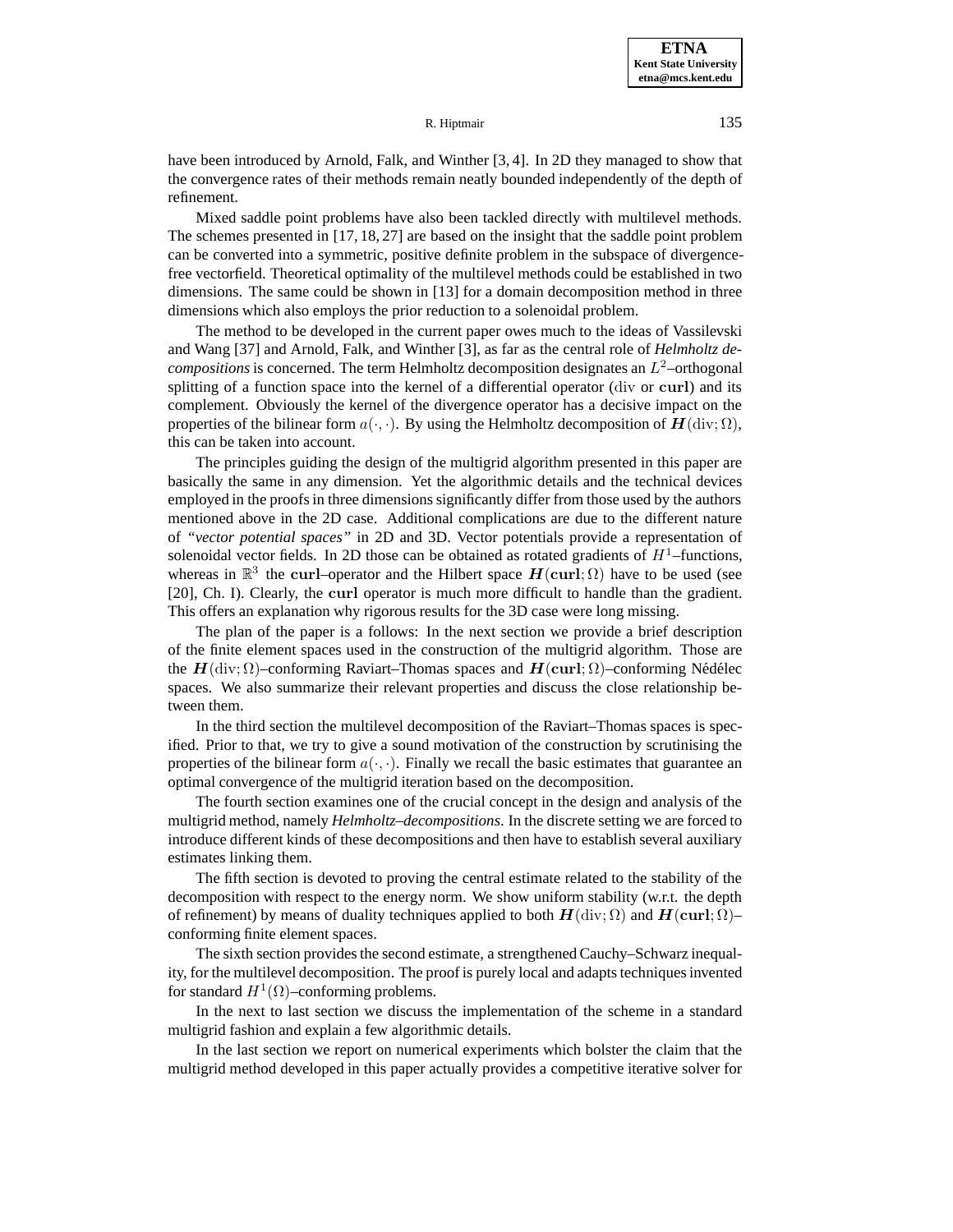have been introduced by Arnold, Falk, and Winther [3, 4]. In 2D they managed to show that the convergence rates of their methods remain neatly bounded independently of the depth of refinement.

Mixed saddle point problems have also been tackled directly with multilevel methods. The schemes presented in [17, 18, 27] are based on the insight that the saddle point problem can be converted into a symmetric, positive definite problem in the subspace of divergence-free vectorfield. Theoretical optimality of the multilevel methods could be established in two dimensions. The same could be shown in [13] for a domain decomposition method in three dimensions which also employs the prior reduction to a solenoidal problem.

The method to be developed in the current paper owes much to the ideas of Vassilevski and Wang [37] and Arnold, Falk, and Winther [3], as far as the central role of *Helmholtz decompositions* is concerned. The term Helmholtz decomposition designates an $L^2$–orthogonal splitting of a function space into the kernel of a differential operator ($\mathrm{div}$ or $\mathbf{curl}$) and its complement. Obviously the kernel of the divergence operator has a decisive impact on the properties of the bilinear form $a(\cdot,\cdot)$. By using the Helmholtz decomposition of $\boldsymbol{H}(\mathrm{div};\Omega)$, this can be taken into account.

The principles guiding the design of the multigrid algorithm presented in this paper are basically the same in any dimension. Yet the algorithmic details and the technical devices employed in the proofs in three dimensions significantly differ from those used by the authors mentioned above in the 2D case. Additional complications are due to the different nature of *"vector potential spaces"* in 2D and 3D. Vector potentials provide a representation of solenoidal vector fields. In 2D those can be obtained as rotated gradients of $H^1$–functions, whereas in $\mathbb{R}^3$ the $\mathbf{curl}$–operator and the Hilbert space $\boldsymbol{H}(\mathbf{curl};\Omega)$ have to be used (see [20], Ch. I). Clearly, the $\mathbf{curl}$ operator is much more difficult to handle than the gradient. This offers an explanation why rigorous results for the 3D case were long missing.

The plan of the paper is a follows: In the next section we provide a brief description of the finite element spaces used in the construction of the multigrid algorithm. Those are the $\boldsymbol{H}(\mathrm{div};\Omega)$–conforming Raviart–Thomas spaces and $\boldsymbol{H}(\mathbf{curl};\Omega)$–conforming Nédélec spaces. We also summarize their relevant properties and discuss the close relationship between them.

In the third section the multilevel decomposition of the Raviart–Thomas spaces is specified. Prior to that, we try to give a sound motivation of the construction by scrutinising the properties of the bilinear form $a(\cdot,\cdot)$. Finally we recall the basic estimates that guarantee an optimal convergence of the multigrid iteration based on the decomposition.

The fourth section examines one of the crucial concept in the design and analysis of the multigrid method, namely *Helmholtz–decompositions*. In the discrete setting we are forced to introduce different kinds of these decompositions and then have to establish several auxiliary estimates linking them.

The fifth section is devoted to proving the central estimate related to the stability of the decomposition with respect to the energy norm. We show uniform stability (w.r.t. the depth of refinement) by means of duality techniques applied to both $\boldsymbol{H}(\mathrm{div};\Omega)$ and $\boldsymbol{H}(\mathbf{curl};\Omega)$–conforming finite element spaces.

The sixth section provides the second estimate, a strengthened Cauchy–Schwarz inequality, for the multilevel decomposition. The proof is purely local and adapts techniques invented for standard $H^1(\Omega)$–conforming problems.

In the next to last section we discuss the implementation of the scheme in a standard multigrid fashion and explain a few algorithmic details.

In the last section we report on numerical experiments which bolster the claim that the multigrid method developed in this paper actually provides a competitive iterative solver for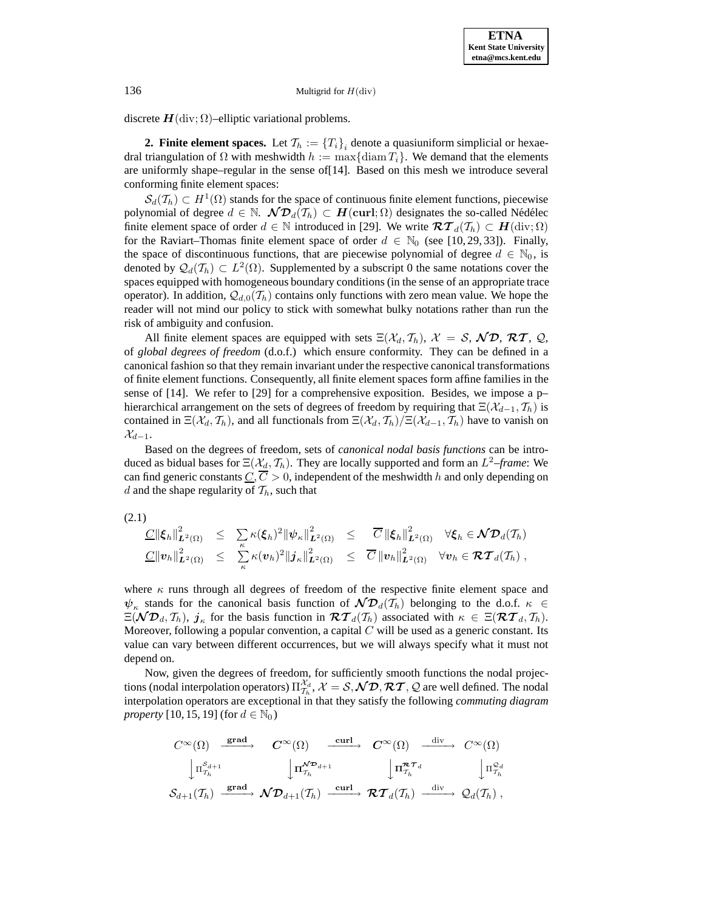discrete $\boldsymbol{H}(\mathrm{div};\Omega)$–elliptic variational problems.

**2. Finite element spaces.** Let $\mathcal{T}_h := \{T_i\}_i$ denote a quasiuniform simplicial or hexaedral triangulation of $\Omega$ with meshwidth $h := \max\{\operatorname{diam} T_i\}$. We demand that the elements are uniformly shape–regular in the sense of[14]. Based on this mesh we introduce several conforming finite element spaces:

$\mathcal{S}_d(\mathcal{T}_h) \subset H^1(\Omega)$ stands for the space of continuous finite element functions, piecewise polynomial of degree $d \in \mathbb{N}$. $\boldsymbol{\mathcal{ND}}_d(\mathcal{T}_h) \subset \boldsymbol{H}(\mathbf{curl};\Omega)$ designates the so-called Nédélec finite element space of order $d \in \mathbb{N}$ introduced in [29]. We write $\boldsymbol{\mathcal{RT}}_d(\mathcal{T}_h) \subset \boldsymbol{H}(\mathrm{div};\Omega)$ for the Raviart–Thomas finite element space of order $d \in \mathbb{N}_0$ (see [10, 29, 33]). Finally, the space of discontinuous functions, that are piecewise polynomial of degree $d \in \mathbb{N}_0$, is denoted by $\mathcal{Q}_d(\mathcal{T}_h) \subset L^2(\Omega)$. Supplemented by a subscript 0 the same notations cover the spaces equipped with homogeneous boundary conditions (in the sense of an appropriate trace operator). In addition, $\mathcal{Q}_{d,0}(\mathcal{T}_h)$ contains only functions with zero mean value. We hope the reader will not mind our policy to stick with somewhat bulky notations rather than run the risk of ambiguity and confusion.

All finite element spaces are equipped with sets $\Xi(\mathcal{X}_d, \mathcal{T}_h)$, $\mathcal{X} = \mathcal{S}, \boldsymbol{\mathcal{ND}}, \boldsymbol{\mathcal{RT}}, \mathcal{Q}$, of *global degrees of freedom* (d.o.f.) which ensure conformity. They can be defined in a canonical fashion so that they remain invariant under the respective canonical transformations of finite element functions. Consequently, all finite element spaces form affine families in the sense of [14]. We refer to [29] for a comprehensive exposition. Besides, we impose a p–hierarchical arrangement on the sets of degrees of freedom by requiring that $\Xi(\mathcal{X}_{d-1}, \mathcal{T}_h)$ is contained in $\Xi(\mathcal{X}_d, \mathcal{T}_h)$, and all functionals from $\Xi(\mathcal{X}_d, \mathcal{T}_h)/\Xi(\mathcal{X}_{d-1}, \mathcal{T}_h)$ have to vanish on $\mathcal{X}_{d-1}$.

Based on the degrees of freedom, sets of *canonical nodal basis functions* can be introduced as bidual bases for $\Xi(\mathcal{X}_d, \mathcal{T}_h)$. They are locally supported and form an $L^2$–*frame*: We can find generic constants $\underline{C}, \overline{C} > 0$, independent of the meshwidth $h$ and only depending on $d$ and the shape regularity of $\mathcal{T}_h$, such that

(2.1)

$$
\begin{array}{lllll}
\underline{C}\|\boldsymbol{\xi}_h\|^2_{\boldsymbol{L}^2(\Omega)} & \leq & \sum_\kappa \kappa(\boldsymbol{\xi}_h)^2 \|\boldsymbol{\psi}_\kappa\|^2_{\boldsymbol{L}^2(\Omega)} & \leq & \overline{C}\,\|\boldsymbol{\xi}_h\|^2_{\boldsymbol{L}^2(\Omega)} \quad \forall \boldsymbol{\xi}_h \in \boldsymbol{\mathcal{ND}}_d(\mathcal{T}_h) \\
\underline{C}\|\boldsymbol{v}_h\|^2_{\boldsymbol{L}^2(\Omega)} & \leq & \sum_\kappa \kappa(\boldsymbol{v}_h)^2 \|\boldsymbol{j}_\kappa\|^2_{\boldsymbol{L}^2(\Omega)} & \leq & \overline{C}\,\|\boldsymbol{v}_h\|^2_{\boldsymbol{L}^2(\Omega)} \quad \forall \boldsymbol{v}_h \in \boldsymbol{\mathcal{RT}}_d(\mathcal{T}_h)\,,
\end{array}
$$

where $\kappa$ runs through all degrees of freedom of the respective finite element space and $\boldsymbol{\psi}_\kappa$ stands for the canonical basis function of $\boldsymbol{\mathcal{ND}}_d(\mathcal{T}_h)$ belonging to the d.o.f. $\kappa \in \Xi(\boldsymbol{\mathcal{ND}}_d, \mathcal{T}_h)$, $\boldsymbol{j}_\kappa$ for the basis function in $\boldsymbol{\mathcal{RT}}_d(\mathcal{T}_h)$ associated with $\kappa \in \Xi(\boldsymbol{\mathcal{RT}}_d, \mathcal{T}_h)$. Moreover, following a popular convention, a capital $C$ will be used as a generic constant. Its value can vary between different occurrences, but we will always specify what it must not depend on.

Now, given the degrees of freedom, for sufficiently smooth functions the nodal projections (nodal interpolation operators) $\Pi^{\mathcal{X}_d}_{\mathcal{T}_h}$, $\mathcal{X} = \mathcal{S}, \boldsymbol{\mathcal{ND}}, \boldsymbol{\mathcal{RT}}, \mathcal{Q}$ are well defined. The nodal interpolation operators are exceptional in that they satisfy the following *commuting diagram property* [10, 15, 19] (for $d \in \mathbb{N}_0$)

$$
\begin{array}{ccccccc}
C^\infty(\Omega) & \xrightarrow{\mathbf{grad}} & \boldsymbol{C}^\infty(\Omega) & \xrightarrow{\mathbf{curl}} & \boldsymbol{C}^\infty(\Omega) & \xrightarrow{\mathrm{div}} & C^\infty(\Omega) \\
\big\downarrow \Pi^{\mathcal{S}_{d+1}}_{\mathcal{T}_h} & & \big\downarrow \boldsymbol{\Pi}^{\boldsymbol{\mathcal{ND}}_{d+1}}_{\mathcal{T}_h} & & \big\downarrow \boldsymbol{\Pi}^{\boldsymbol{\mathcal{RT}}_d}_{\mathcal{T}_h} & & \big\downarrow \Pi^{\mathcal{Q}_d}_{\mathcal{T}_h} \\
\mathcal{S}_{d+1}(\mathcal{T}_h) & \xrightarrow{\mathbf{grad}} & \boldsymbol{\mathcal{ND}}_{d+1}(\mathcal{T}_h) & \xrightarrow{\mathbf{curl}} & \boldsymbol{\mathcal{RT}}_d(\mathcal{T}_h) & \xrightarrow{\mathrm{div}} & \mathcal{Q}_d(\mathcal{T}_h)\,,
\end{array}
$$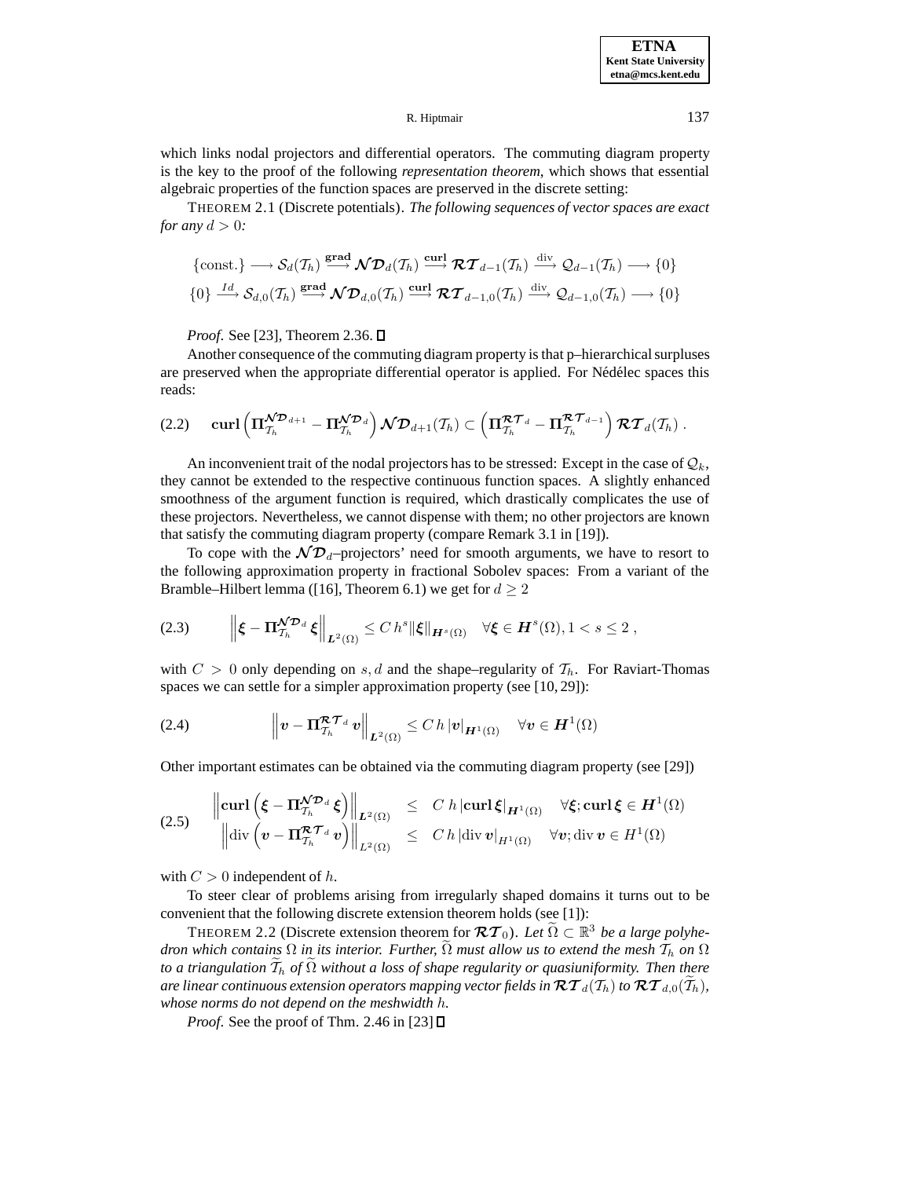which links nodal projectors and differential operators. The commuting diagram property is the key to the proof of the following *representation theorem*, which shows that essential algebraic properties of the function spaces are preserved in the discrete setting:

THEOREM 2.1 (Discrete potentials). *The following sequences of vector spaces are exact for any $d > 0$:*

$$\{\text{const.}\} \longrightarrow \mathcal{S}_d(\mathcal{T}_h) \xrightarrow{\mathbf{grad}} \boldsymbol{\mathcal{ND}}_d(\mathcal{T}_h) \xrightarrow{\mathbf{curl}} \boldsymbol{\mathcal{RT}}_{d-1}(\mathcal{T}_h) \xrightarrow{\text{div}} \mathcal{Q}_{d-1}(\mathcal{T}_h) \longrightarrow \{0\}$$
$$\{0\} \xrightarrow{Id} \mathcal{S}_{d,0}(\mathcal{T}_h) \xrightarrow{\mathbf{grad}} \boldsymbol{\mathcal{ND}}_{d,0}(\mathcal{T}_h) \xrightarrow{\mathbf{curl}} \boldsymbol{\mathcal{RT}}_{d-1,0}(\mathcal{T}_h) \xrightarrow{\text{div}} \mathcal{Q}_{d-1,0}(\mathcal{T}_h) \longrightarrow \{0\}$$

*Proof.* See [23], Theorem 2.36. ∎

Another consequence of the commuting diagram property is that p–hierarchical surpluses are preserved when the appropriate differential operator is applied. For Nédélec spaces this reads:

$$\mathbf{curl}\left(\boldsymbol{\Pi}_{\mathcal{T}_h}^{\boldsymbol{\mathcal{ND}}_{d+1}} - \boldsymbol{\Pi}_{\mathcal{T}_h}^{\boldsymbol{\mathcal{ND}}_d}\right)\boldsymbol{\mathcal{ND}}_{d+1}(\mathcal{T}_h) \subset \left(\boldsymbol{\Pi}_{\mathcal{T}_h}^{\boldsymbol{\mathcal{RT}}_d} - \boldsymbol{\Pi}_{\mathcal{T}_h}^{\boldsymbol{\mathcal{RT}}_{d-1}}\right)\boldsymbol{\mathcal{RT}}_d(\mathcal{T}_h)\;. \tag{2.2}$$

An inconvenient trait of the nodal projectors has to be stressed: Except in the case of $\mathcal{Q}_k$, they cannot be extended to the respective continuous function spaces. A slightly enhanced smoothness of the argument function is required, which drastically complicates the use of these projectors. Nevertheless, we cannot dispense with them; no other projectors are known that satisfy the commuting diagram property (compare Remark 3.1 in [19]).

To cope with the $\boldsymbol{\mathcal{ND}}_d$–projectors' need for smooth arguments, we have to resort to the following approximation property in fractional Sobolev spaces: From a variant of the Bramble–Hilbert lemma ([16], Theorem 6.1) we get for $d \geq 2$

$$\left\|\boldsymbol{\xi} - \boldsymbol{\Pi}_{\mathcal{T}_h}^{\boldsymbol{\mathcal{ND}}_d}\boldsymbol{\xi}\right\|_{\boldsymbol{L}^2(\Omega)} \leq C\,h^s \|\boldsymbol{\xi}\|_{\boldsymbol{H}^s(\Omega)} \quad \forall \boldsymbol{\xi} \in \boldsymbol{H}^s(\Omega), 1 < s \leq 2\;, \tag{2.3}$$

with $C > 0$ only depending on $s, d$ and the shape–regularity of $\mathcal{T}_h$. For Raviart-Thomas spaces we can settle for a simpler approximation property (see [10, 29]):

$$\left\|\boldsymbol{v} - \boldsymbol{\Pi}_{\mathcal{T}_h}^{\boldsymbol{\mathcal{RT}}_d}\boldsymbol{v}\right\|_{\boldsymbol{L}^2(\Omega)} \leq C\,h\,|\boldsymbol{v}|_{\boldsymbol{H}^1(\Omega)} \quad \forall \boldsymbol{v} \in \boldsymbol{H}^1(\Omega) \tag{2.4}$$

Other important estimates can be obtained via the commuting diagram property (see [29])

$$\begin{aligned}
\left\|\mathbf{curl}\left(\boldsymbol{\xi} - \boldsymbol{\Pi}_{\mathcal{T}_h}^{\boldsymbol{\mathcal{ND}}_d}\boldsymbol{\xi}\right)\right\|_{\boldsymbol{L}^2(\Omega)} &\leq C\;h\,|\mathbf{curl}\,\boldsymbol{\xi}|_{\boldsymbol{H}^1(\Omega)} \quad \forall \boldsymbol{\xi}; \mathbf{curl}\,\boldsymbol{\xi} \in \boldsymbol{H}^1(\Omega) \\
\left\|\text{div}\left(\boldsymbol{v} - \boldsymbol{\Pi}_{\mathcal{T}_h}^{\boldsymbol{\mathcal{RT}}_d}\boldsymbol{v}\right)\right\|_{L^2(\Omega)} &\leq C\,h\,|\text{div}\,\boldsymbol{v}|_{H^1(\Omega)} \quad \forall \boldsymbol{v}; \text{div}\,\boldsymbol{v} \in H^1(\Omega)
\end{aligned} \tag{2.5}$$

with $C > 0$ independent of $h$.

To steer clear of problems arising from irregularly shaped domains it turns out to be convenient that the following discrete extension theorem holds (see [1]):

THEOREM 2.2 (Discrete extension theorem for $\boldsymbol{\mathcal{RT}}_0$). *Let $\widetilde{\Omega} \subset \mathbb{R}^3$ be a large polyhedron which contains $\Omega$ in its interior. Further, $\widetilde{\Omega}$ must allow us to extend the mesh $\mathcal{T}_h$ on $\Omega$ to a triangulation $\widetilde{\mathcal{T}}_h$ of $\widetilde{\Omega}$ without a loss of shape regularity or quasiuniformity. Then there are linear continuous extension operators mapping vector fields in $\boldsymbol{\mathcal{RT}}_d(\mathcal{T}_h)$ to $\boldsymbol{\mathcal{RT}}_{d,0}(\widetilde{\mathcal{T}}_h)$, whose norms do not depend on the meshwidth $h$.*

*Proof.* See the proof of Thm. 2.46 in [23] ∎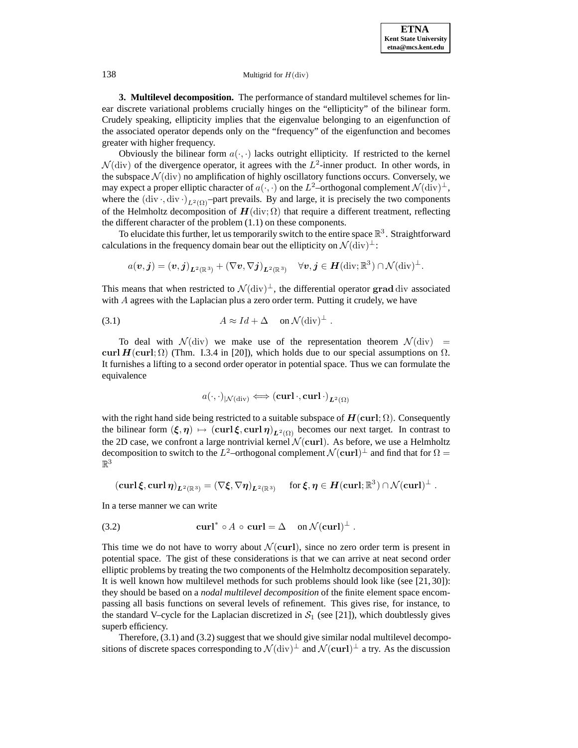**3. Multilevel decomposition.** The performance of standard multilevel schemes for linear discrete variational problems crucially hinges on the "ellipticity" of the bilinear form. Crudely speaking, ellipticity implies that the eigenvalue belonging to an eigenfunction of the associated operator depends only on the "frequency" of the eigenfunction and becomes greater with higher frequency.

Obviously the bilinear form $a(\cdot,\cdot)$ lacks outright ellipticity. If restricted to the kernel $\mathcal{N}(\mathrm{div})$ of the divergence operator, it agrees with the $L^2$-inner product. In other words, in the subspace $\mathcal{N}(\mathrm{div})$ no amplification of highly oscillatory functions occurs. Conversely, we may expect a proper elliptic character of $a(\cdot,\cdot)$ on the $L^2$–orthogonal complement $\mathcal{N}(\mathrm{div})^\perp$, where the $(\mathrm{div}\,\cdot,\mathrm{div}\,\cdot)_{L^2(\Omega)}$–part prevails. By and large, it is precisely the two components of the Helmholtz decomposition of $\boldsymbol{H}(\mathrm{div};\Omega)$ that require a different treatment, reflecting the different character of the problem (1.1) on these components.

To elucidate this further, let us temporarily switch to the entire space $\mathbb{R}^3$. Straightforward calculations in the frequency domain bear out the ellipticity on $\mathcal{N}(\mathrm{div})^\perp$:

$$a(\boldsymbol{v},\boldsymbol{j}) = (\boldsymbol{v},\boldsymbol{j})_{\boldsymbol{L}^2(\mathbb{R}^3)} + (\nabla\boldsymbol{v},\nabla\boldsymbol{j})_{\boldsymbol{L}^2(\mathbb{R}^3)} \quad \forall \boldsymbol{v},\boldsymbol{j} \in \boldsymbol{H}(\mathrm{div};\mathbb{R}^3) \cap \mathcal{N}(\mathrm{div})^\perp .$$

This means that when restricted to $\mathcal{N}(\mathrm{div})^\perp$, the differential operator $\mathbf{grad}\,\mathrm{div}$ associated with $A$ agrees with the Laplacian plus a zero order term. Putting it crudely, we have

$$A \approx Id + \Delta \quad \text{on } \mathcal{N}(\mathrm{div})^\perp \;. \tag{3.1}$$

To deal with $\mathcal{N}(\mathrm{div})$ we make use of the representation theorem $\mathcal{N}(\mathrm{div}) = \mathbf{curl}\,\boldsymbol{H}(\mathbf{curl};\Omega)$ (Thm. I.3.4 in [20]), which holds due to our special assumptions on $\Omega$. It furnishes a lifting to a second order operator in potential space. Thus we can formulate the equivalence

$$a(\cdot,\cdot)_{|\mathcal{N}(\mathrm{div})} \Longleftrightarrow (\mathbf{curl}\,\cdot,\mathbf{curl}\,\cdot)_{\boldsymbol{L}^2(\Omega)}$$

with the right hand side being restricted to a suitable subspace of $\boldsymbol{H}(\mathbf{curl};\Omega)$. Consequently the bilinear form $(\boldsymbol{\xi},\boldsymbol{\eta}) \mapsto (\mathbf{curl}\,\boldsymbol{\xi},\mathbf{curl}\,\boldsymbol{\eta})_{\boldsymbol{L}^2(\Omega)}$ becomes our next target. In contrast to the 2D case, we confront a large nontrivial kernel $\mathcal{N}(\mathbf{curl})$. As before, we use a Helmholtz decomposition to switch to the $L^2$–orthogonal complement $\mathcal{N}(\mathbf{curl})^\perp$ and find that for $\Omega = \mathbb{R}^3$

$$(\mathbf{curl}\,\boldsymbol{\xi},\mathbf{curl}\,\boldsymbol{\eta})_{\boldsymbol{L}^2(\mathbb{R}^3)} = (\nabla\boldsymbol{\xi},\nabla\boldsymbol{\eta})_{\boldsymbol{L}^2(\mathbb{R}^3)} \quad \text{for } \boldsymbol{\xi},\boldsymbol{\eta} \in \boldsymbol{H}(\mathbf{curl};\mathbb{R}^3) \cap \mathcal{N}(\mathbf{curl})^\perp \;.$$

In a terse manner we can write

$$\mathbf{curl}^* \circ A \circ \mathbf{curl} = \Delta \quad \text{on } \mathcal{N}(\mathbf{curl})^\perp \;. \tag{3.2}$$

This time we do not have to worry about $\mathcal{N}(\mathbf{curl})$, since no zero order term is present in potential space. The gist of these considerations is that we can arrive at neat second order elliptic problems by treating the two components of the Helmholtz decomposition separately. It is well known how multilevel methods for such problems should look like (see [21, 30]): they should be based on a *nodal multilevel decomposition* of the finite element space encompassing all basis functions on several levels of refinement. This gives rise, for instance, to the standard V–cycle for the Laplacian discretized in $\mathcal{S}_1$ (see [21]), which doubtlessly gives superb efficiency.

Therefore, (3.1) and (3.2) suggest that we should give similar nodal multilevel decompositions of discrete spaces corresponding to $\mathcal{N}(\mathrm{div})^\perp$ and $\mathcal{N}(\mathbf{curl})^\perp$ a try. As the discussion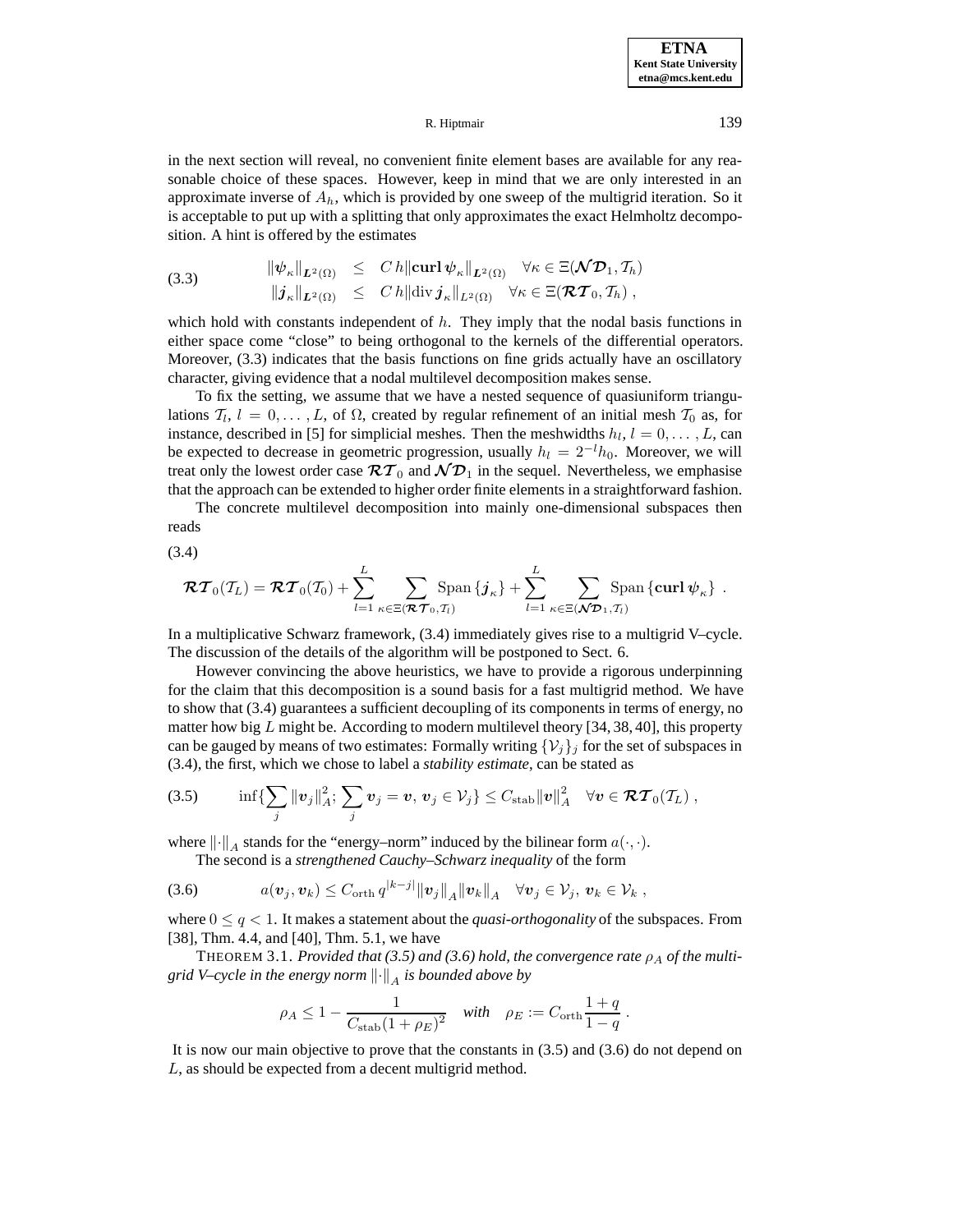in the next section will reveal, no convenient finite element bases are available for any reasonable choice of these spaces. However, keep in mind that we are only interested in an approximate inverse of $A_h$, which is provided by one sweep of the multigrid iteration. So it is acceptable to put up with a splitting that only approximates the exact Helmholtz decomposition. A hint is offered by the estimates

$$
\begin{aligned}
\|\boldsymbol{\psi}_\kappa\|_{\boldsymbol{L}^2(\Omega)} &\leq C\,h\|\mathbf{curl}\,\boldsymbol{\psi}_\kappa\|_{\boldsymbol{L}^2(\Omega)} \quad \forall\kappa\in\Xi(\boldsymbol{\mathcal{ND}}_1,\mathcal{T}_h)\\
\|\boldsymbol{j}_\kappa\|_{\boldsymbol{L}^2(\Omega)} &\leq C\,h\|\mathrm{div}\,\boldsymbol{j}_\kappa\|_{L^2(\Omega)} \quad \forall\kappa\in\Xi(\boldsymbol{\mathcal{RT}}_0,\mathcal{T}_h)\ ,
\end{aligned}
\tag{3.3}
$$

which hold with constants independent of $h$. They imply that the nodal basis functions in either space come "close" to being orthogonal to the kernels of the differential operators. Moreover, (3.3) indicates that the basis functions on fine grids actually have an oscillatory character, giving evidence that a nodal multilevel decomposition makes sense.

To fix the setting, we assume that we have a nested sequence of quasiuniform triangulations $\mathcal{T}_l$, $l=0,\dots,L$, of $\Omega$, created by regular refinement of an initial mesh $\mathcal{T}_0$ as, for instance, described in [5] for simplicial meshes. Then the meshwidths $h_l$, $l=0,\dots,L$, can be expected to decrease in geometric progression, usually $h_l=2^{-l}h_0$. Moreover, we will treat only the lowest order case $\boldsymbol{\mathcal{RT}}_0$ and $\boldsymbol{\mathcal{ND}}_1$ in the sequel. Nevertheless, we emphasise that the approach can be extended to higher order finite elements in a straightforward fashion.

The concrete multilevel decomposition into mainly one-dimensional subspaces then reads

$$
\boldsymbol{\mathcal{RT}}_0(\mathcal{T}_L)=\boldsymbol{\mathcal{RT}}_0(\mathcal{T}_0)+\sum_{l=1}^{L}\sum_{\kappa\in\Xi(\boldsymbol{\mathcal{RT}}_0,\mathcal{T}_l)}\mathrm{Span}\,\{\boldsymbol{j}_\kappa\}+\sum_{l=1}^{L}\sum_{\kappa\in\Xi(\boldsymbol{\mathcal{ND}}_1,\mathcal{T}_l)}\mathrm{Span}\,\{\mathbf{curl}\,\boldsymbol{\psi}_\kappa\}\ .
\tag{3.4}
$$

In a multiplicative Schwarz framework, (3.4) immediately gives rise to a multigrid V–cycle. The discussion of the details of the algorithm will be postponed to Sect. 6.

However convincing the above heuristics, we have to provide a rigorous underpinning for the claim that this decomposition is a sound basis for a fast multigrid method. We have to show that (3.4) guarantees a sufficient decoupling of its components in terms of energy, no matter how big $L$ might be. According to modern multilevel theory [34, 38, 40], this property can be gauged by means of two estimates: Formally writing $\{\mathcal{V}_j\}_j$ for the set of subspaces in (3.4), the first, which we chose to label a *stability estimate*, can be stated as

$$
\inf\{\sum_j\|\boldsymbol{v}_j\|_A^2;\ \sum_j\boldsymbol{v}_j=\boldsymbol{v},\ \boldsymbol{v}_j\in\mathcal{V}_j\}\leq C_{\mathrm{stab}}\|\boldsymbol{v}\|_A^2\quad\forall\boldsymbol{v}\in\boldsymbol{\mathcal{RT}}_0(\mathcal{T}_L)\ ,
\tag{3.5}
$$

where $\|\cdot\|_A$ stands for the "energy–norm" induced by the bilinear form $a(\cdot,\cdot)$.

The second is a *strengthened Cauchy–Schwarz inequality* of the form

$$
a(\boldsymbol{v}_j,\boldsymbol{v}_k)\leq C_{\mathrm{orth}}\,q^{|k-j|}\|\boldsymbol{v}_j\|_A\|\boldsymbol{v}_k\|_A\quad\forall\boldsymbol{v}_j\in\mathcal{V}_j,\ \boldsymbol{v}_k\in\mathcal{V}_k\ ,
\tag{3.6}
$$

where $0\leq q<1$. It makes a statement about the *quasi-orthogonality* of the subspaces. From [38], Thm. 4.4, and [40], Thm. 5.1, we have

THEOREM 3.1. *Provided that (3.5) and (3.6) hold, the convergence rate $\rho_A$ of the multigrid V–cycle in the energy norm $\|\cdot\|_A$ is bounded above by*

$$
\rho_A\leq 1-\frac{1}{C_{\mathrm{stab}}(1+\rho_E)^2}\quad\textit{with}\quad\rho_E:=C_{\mathrm{orth}}\frac{1+q}{1-q}\ .
$$

It is now our main objective to prove that the constants in (3.5) and (3.6) do not depend on $L$, as should be expected from a decent multigrid method.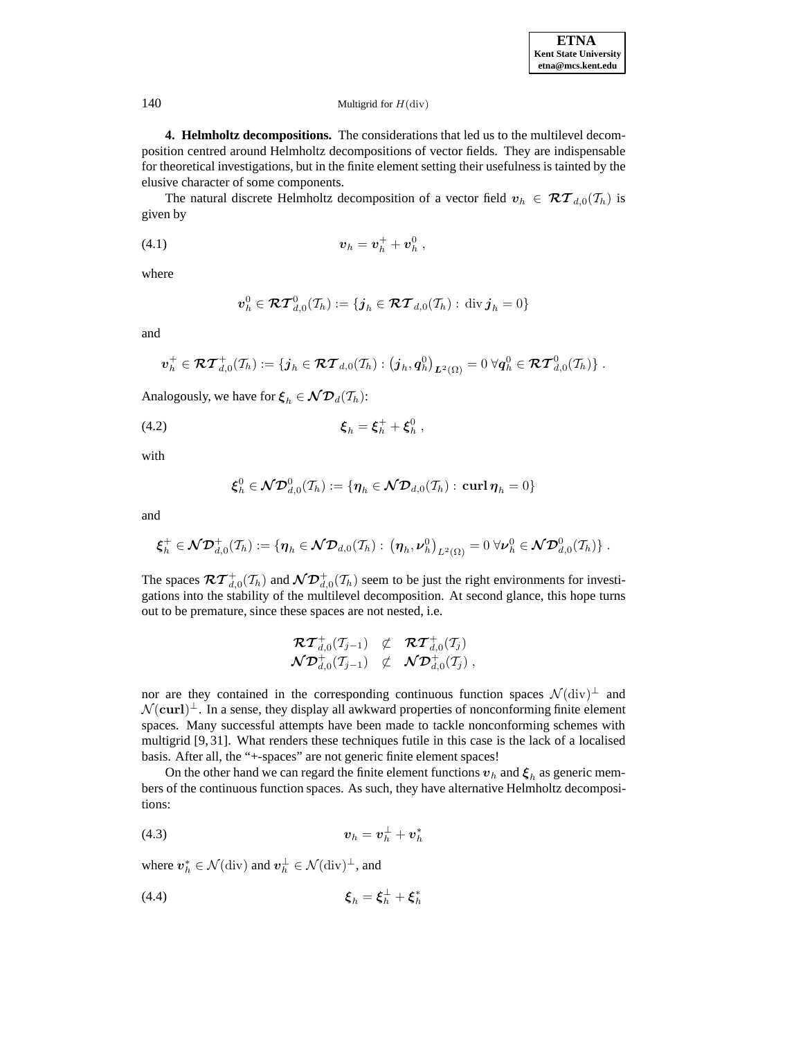**4. Helmholtz decompositions.** The considerations that led us to the multilevel decomposition centred around Helmholtz decompositions of vector fields. They are indispensable for theoretical investigations, but in the finite element setting their usefulness is tainted by the elusive character of some components.

The natural discrete Helmholtz decomposition of a vector field $\boldsymbol{v}_h \in \boldsymbol{\mathcal{RT}}_{d,0}(\mathcal{T}_h)$ is given by

$$\boldsymbol{v}_h = \boldsymbol{v}_h^+ + \boldsymbol{v}_h^0 \,, \tag{4.1}$$

where

$$\boldsymbol{v}_h^0 \in \boldsymbol{\mathcal{RT}}_{d,0}^0(\mathcal{T}_h) := \{\boldsymbol{j}_h \in \boldsymbol{\mathcal{RT}}_{d,0}(\mathcal{T}_h) : \operatorname{div} \boldsymbol{j}_h = 0\}$$

and

$$\boldsymbol{v}_h^+ \in \boldsymbol{\mathcal{RT}}_{d,0}^+(\mathcal{T}_h) := \{\boldsymbol{j}_h \in \boldsymbol{\mathcal{RT}}_{d,0}(\mathcal{T}_h) : \left(\boldsymbol{j}_h, \boldsymbol{q}_h^0\right)_{\boldsymbol{L}^2(\Omega)} = 0 \; \forall \boldsymbol{q}_h^0 \in \boldsymbol{\mathcal{RT}}_{d,0}^0(\mathcal{T}_h)\} \,.$$

Analogously, we have for $\boldsymbol{\xi}_h \in \boldsymbol{\mathcal{ND}}_d(\mathcal{T}_h)$:

$$\boldsymbol{\xi}_h = \boldsymbol{\xi}_h^+ + \boldsymbol{\xi}_h^0 \,, \tag{4.2}$$

with

$$\boldsymbol{\xi}_h^0 \in \boldsymbol{\mathcal{ND}}_{d,0}^0(\mathcal{T}_h) := \{\boldsymbol{\eta}_h \in \boldsymbol{\mathcal{ND}}_{d,0}(\mathcal{T}_h) : \operatorname{\mathbf{curl}} \boldsymbol{\eta}_h = 0\}$$

and

$$\boldsymbol{\xi}_h^+ \in \boldsymbol{\mathcal{ND}}_{d,0}^+(\mathcal{T}_h) := \{\boldsymbol{\eta}_h \in \boldsymbol{\mathcal{ND}}_{d,0}(\mathcal{T}_h) : \left(\boldsymbol{\eta}_h, \boldsymbol{\nu}_h^0\right)_{L^2(\Omega)} = 0 \; \forall \boldsymbol{\nu}_h^0 \in \boldsymbol{\mathcal{ND}}_{d,0}^0(\mathcal{T}_h)\} \,.$$

The spaces $\boldsymbol{\mathcal{RT}}_{d,0}^+(\mathcal{T}_h)$ and $\boldsymbol{\mathcal{ND}}_{d,0}^+(\mathcal{T}_h)$ seem to be just the right environments for investigations into the stability of the multilevel decomposition. At second glance, this hope turns out to be premature, since these spaces are not nested, i.e.

$$\begin{array}{ccc} \boldsymbol{\mathcal{RT}}_{d,0}^+(\mathcal{T}_{j-1}) & \not\subset & \boldsymbol{\mathcal{RT}}_{d,0}^+(\mathcal{T}_j) \\ \boldsymbol{\mathcal{ND}}_{d,0}^+(\mathcal{T}_{j-1}) & \not\subset & \boldsymbol{\mathcal{ND}}_{d,0}^+(\mathcal{T}_j) \,, \end{array}$$

nor are they contained in the corresponding continuous function spaces $\mathcal{N}(\operatorname{div})^\perp$ and $\mathcal{N}(\operatorname{\mathbf{curl}})^\perp$. In a sense, they display all awkward properties of nonconforming finite element spaces. Many successful attempts have been made to tackle nonconforming schemes with multigrid [9, 31]. What renders these techniques futile in this case is the lack of a localised basis. After all, the "+-spaces" are not generic finite element spaces!

On the other hand we can regard the finite element functions $\boldsymbol{v}_h$ and $\boldsymbol{\xi}_h$ as generic members of the continuous function spaces. As such, they have alternative Helmholtz decompositions:

$$\boldsymbol{v}_h = \boldsymbol{v}_h^\perp + \boldsymbol{v}_h^* \tag{4.3}$$

where $\boldsymbol{v}_h^* \in \mathcal{N}(\operatorname{div})$ and $\boldsymbol{v}_h^\perp \in \mathcal{N}(\operatorname{div})^\perp$, and

$$\boldsymbol{\xi}_h = \boldsymbol{\xi}_h^\perp + \boldsymbol{\xi}_h^* \tag{4.4}$$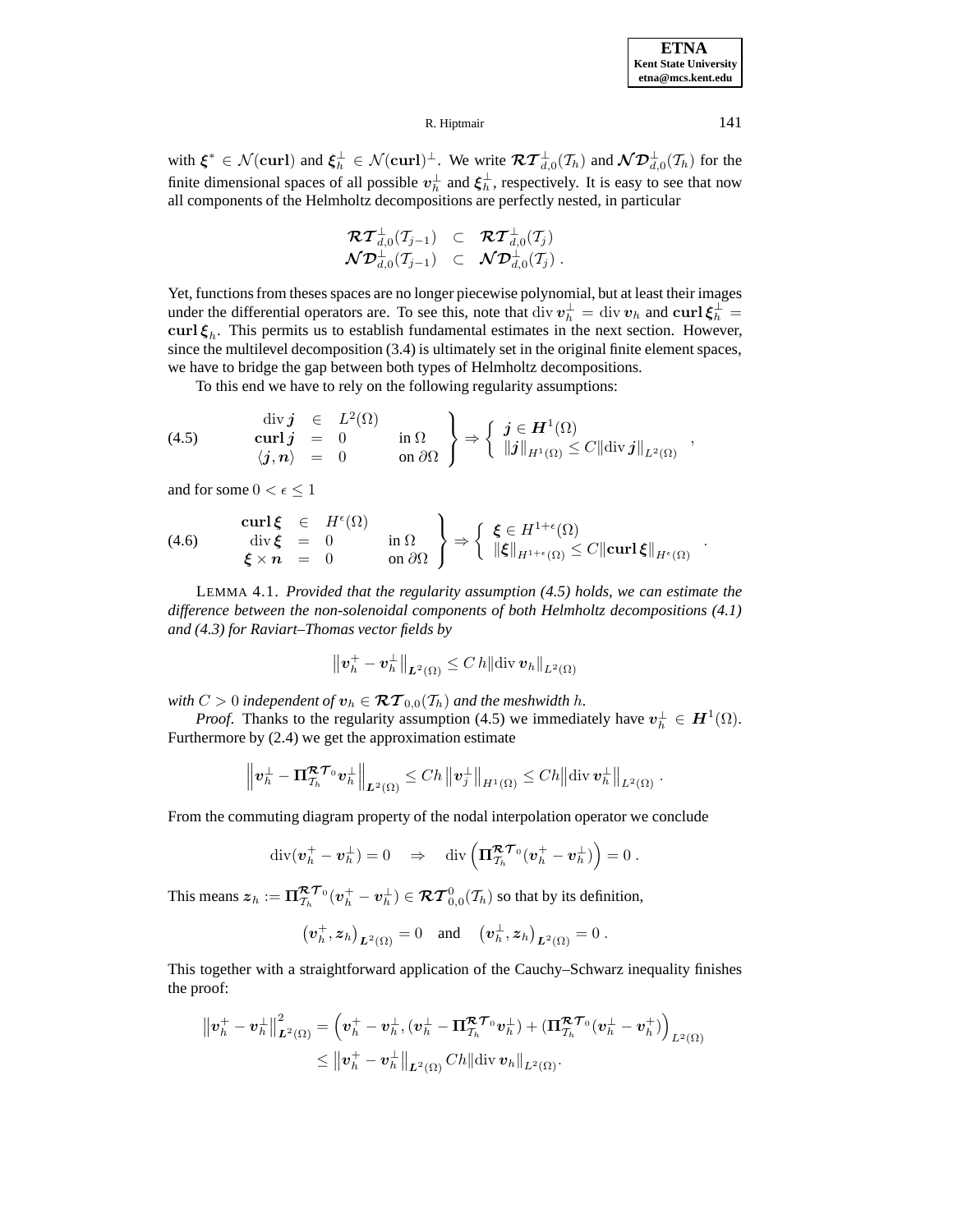with $\boldsymbol{\xi}^* \in \mathcal{N}(\mathbf{curl})$ and $\boldsymbol{\xi}_h^\perp \in \mathcal{N}(\mathbf{curl})^\perp$. We write $\boldsymbol{\mathcal{RT}}_{d,0}^\perp(\mathcal{T}_h)$ and $\boldsymbol{\mathcal{ND}}_{d,0}^\perp(\mathcal{T}_h)$ for the finite dimensional spaces of all possible $\boldsymbol{v}_h^\perp$ and $\boldsymbol{\xi}_h^\perp$, respectively. It is easy to see that now all components of the Helmholtz decompositions are perfectly nested, in particular

$$
\begin{array}{rcl}
\boldsymbol{\mathcal{RT}}_{d,0}^\perp(\mathcal{T}_{j-1}) & \subset & \boldsymbol{\mathcal{RT}}_{d,0}^\perp(\mathcal{T}_j) \\
\boldsymbol{\mathcal{ND}}_{d,0}^\perp(\mathcal{T}_{j-1}) & \subset & \boldsymbol{\mathcal{ND}}_{d,0}^\perp(\mathcal{T}_j) \; .
\end{array}
$$

Yet, functions from theses spaces are no longer piecewise polynomial, but at least their images under the differential operators are. To see this, note that $\operatorname{div} \boldsymbol{v}_h^\perp = \operatorname{div} \boldsymbol{v}_h$ and $\mathbf{curl}\, \boldsymbol{\xi}_h^\perp = \mathbf{curl}\, \boldsymbol{\xi}_h$. This permits us to establish fundamental estimates in the next section. However, since the multilevel decomposition (3.4) is ultimately set in the original finite element spaces, we have to bridge the gap between both types of Helmholtz decompositions.

To this end we have to rely on the following regularity assumptions:

$$
\left.
\begin{array}{rcll}
\operatorname{div} \boldsymbol{j} & \in & L^2(\Omega) & \\
\mathbf{curl}\, \boldsymbol{j} & = & 0 & \text{in } \Omega \\
\langle \boldsymbol{j}, \boldsymbol{n} \rangle & = & 0 & \text{on } \partial\Omega
\end{array}
\right\} \Rightarrow
\left\{
\begin{array}{l}
\boldsymbol{j} \in \boldsymbol{H}^1(\Omega) \\
\|\boldsymbol{j}\|_{H^1(\Omega)} \leq C \|\operatorname{div} \boldsymbol{j}\|_{L^2(\Omega)}
\end{array}
\right. , \tag{4.5}
$$

and for some $0 < \epsilon \leq 1$

$$
\left.
\begin{array}{rcll}
\mathbf{curl}\, \boldsymbol{\xi} & \in & H^\epsilon(\Omega) & \\
\operatorname{div} \boldsymbol{\xi} & = & 0 & \text{in } \Omega \\
\boldsymbol{\xi} \times \boldsymbol{n} & = & 0 & \text{on } \partial\Omega
\end{array}
\right\} \Rightarrow
\left\{
\begin{array}{l}
\boldsymbol{\xi} \in H^{1+\epsilon}(\Omega) \\
\|\boldsymbol{\xi}\|_{H^{1+\epsilon}(\Omega)} \leq C \|\mathbf{curl}\, \boldsymbol{\xi}\|_{H^\epsilon(\Omega)}
\end{array}
\right. . \tag{4.6}
$$

LEMMA 4.1. *Provided that the regularity assumption (4.5) holds, we can estimate the difference between the non-solenoidal components of both Helmholtz decompositions (4.1) and (4.3) for Raviart–Thomas vector fields by*

$$
\left\| \boldsymbol{v}_h^+ - \boldsymbol{v}_h^\perp \right\|_{\boldsymbol{L}^2(\Omega)} \leq C\, h \|\operatorname{div} \boldsymbol{v}_h\|_{L^2(\Omega)}
$$

*with $C > 0$ independent of $\boldsymbol{v}_h \in \boldsymbol{\mathcal{RT}}_{0,0}(\mathcal{T}_h)$ and the meshwidth $h$.*

*Proof*. Thanks to the regularity assumption (4.5) we immediately have $\boldsymbol{v}_h^\perp \in \boldsymbol{H}^1(\Omega)$. Furthermore by (2.4) we get the approximation estimate

$$
\left\| \boldsymbol{v}_h^\perp - \boldsymbol{\Pi}_{\mathcal{T}_h}^{\boldsymbol{\mathcal{RT}}_0} \boldsymbol{v}_h^\perp \right\|_{\boldsymbol{L}^2(\Omega)} \leq Ch \left\| \boldsymbol{v}_j^\perp \right\|_{H^1(\Omega)} \leq Ch \left\| \operatorname{div} \boldsymbol{v}_h^\perp \right\|_{L^2(\Omega)} .
$$

From the commuting diagram property of the nodal interpolation operator we conclude

$$
\operatorname{div}(\boldsymbol{v}_h^+ - \boldsymbol{v}_h^\perp) = 0 \quad \Rightarrow \quad \operatorname{div}\left( \boldsymbol{\Pi}_{\mathcal{T}_h}^{\boldsymbol{\mathcal{RT}}_0} (\boldsymbol{v}_h^+ - \boldsymbol{v}_h^\perp) \right) = 0 \; .
$$

This means $\boldsymbol{z}_h := \boldsymbol{\Pi}_{\mathcal{T}_h}^{\boldsymbol{\mathcal{RT}}_0} (\boldsymbol{v}_h^+ - \boldsymbol{v}_h^\perp) \in \boldsymbol{\mathcal{RT}}_{0,0}^0(\mathcal{T}_h)$ so that by its definition,

$$
\left( \boldsymbol{v}_h^+, \boldsymbol{z}_h \right)_{\boldsymbol{L}^2(\Omega)} = 0 \quad \text{and} \quad \left( \boldsymbol{v}_h^\perp, \boldsymbol{z}_h \right)_{\boldsymbol{L}^2(\Omega)} = 0 \; .
$$

This together with a straightforward application of the Cauchy–Schwarz inequality finishes the proof:

$$
\begin{aligned}
\left\| \boldsymbol{v}_h^+ - \boldsymbol{v}_h^\perp \right\|_{\boldsymbol{L}^2(\Omega)}^2 &= \left( \boldsymbol{v}_h^+ - \boldsymbol{v}_h^\perp, (\boldsymbol{v}_h^\perp - \boldsymbol{\Pi}_{\mathcal{T}_h}^{\boldsymbol{\mathcal{RT}}_0} \boldsymbol{v}_h^\perp) + (\boldsymbol{\Pi}_{\mathcal{T}_h}^{\boldsymbol{\mathcal{RT}}_0} (\boldsymbol{v}_h^\perp - \boldsymbol{v}_h^+) \right)_{L^2(\Omega)} \\
&\leq \left\| \boldsymbol{v}_h^+ - \boldsymbol{v}_h^\perp \right\|_{\boldsymbol{L}^2(\Omega)} Ch \|\operatorname{div} \boldsymbol{v}_h\|_{L^2(\Omega)} .
\end{aligned}
$$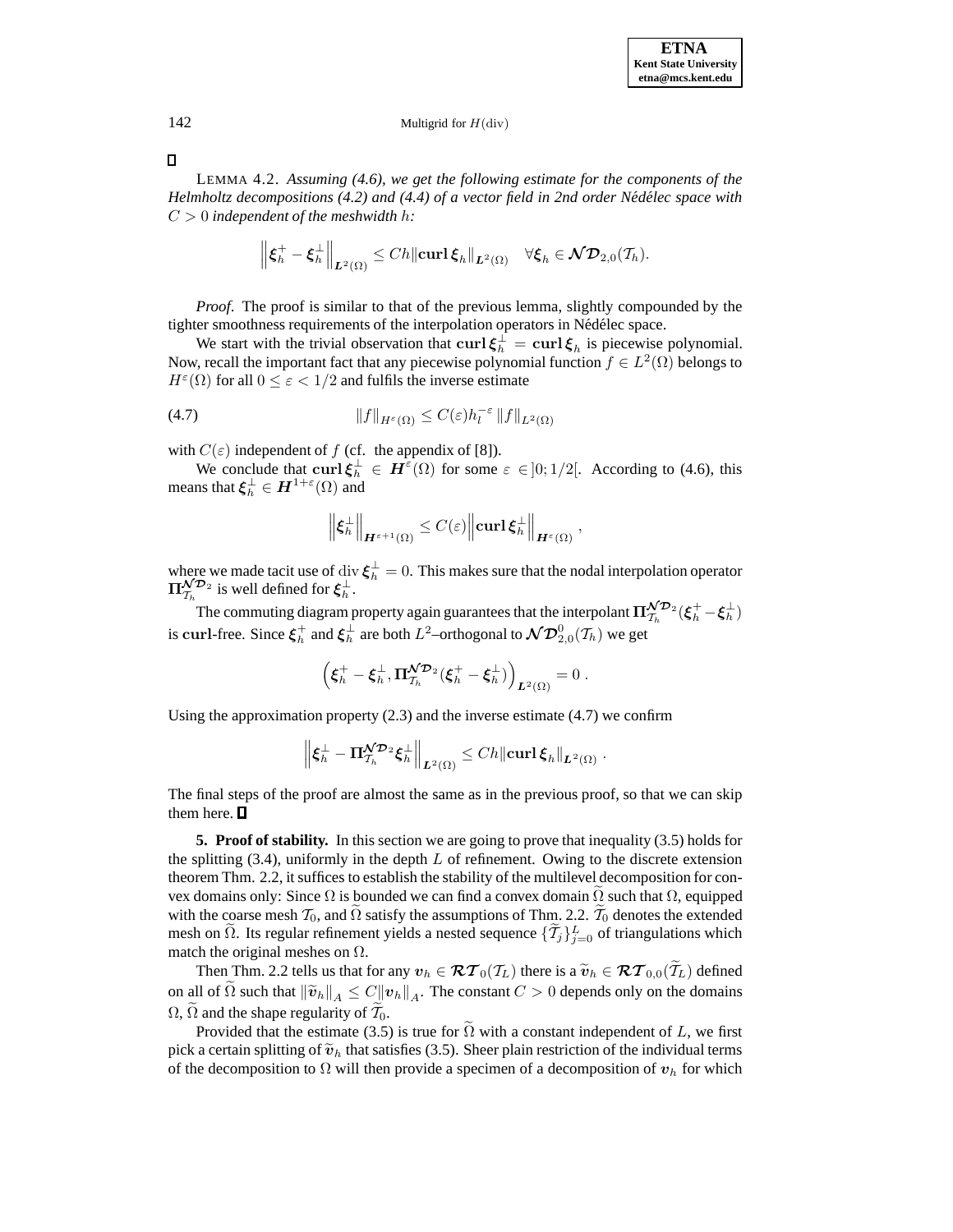∎

LEMMA 4.2. *Assuming (4.6), we get the following estimate for the components of the Helmholtz decompositions (4.2) and (4.4) of a vector field in 2nd order Nédélec space with $C > 0$ independent of the meshwidth $h$:*

$$\left\|\boldsymbol{\xi}_h^+ - \boldsymbol{\xi}_h^\perp\right\|_{\boldsymbol{L}^2(\Omega)} \leq Ch\|\mathbf{curl}\,\boldsymbol{\xi}_h\|_{\boldsymbol{L}^2(\Omega)} \quad \forall \boldsymbol{\xi}_h \in \boldsymbol{\mathcal{ND}}_{2,0}(\mathcal{T}_h).$$

*Proof*. The proof is similar to that of the previous lemma, slightly compounded by the tighter smoothness requirements of the interpolation operators in Nédélec space.

We start with the trivial observation that $\mathbf{curl}\,\boldsymbol{\xi}_h^\perp = \mathbf{curl}\,\boldsymbol{\xi}_h$ is piecewise polynomial. Now, recall the important fact that any piecewise polynomial function $f \in L^2(\Omega)$ belongs to $H^\varepsilon(\Omega)$ for all $0 \leq \varepsilon < 1/2$ and fulfils the inverse estimate

$$\|f\|_{H^\varepsilon(\Omega)} \leq C(\varepsilon) h_l^{-\varepsilon} \|f\|_{L^2(\Omega)} \tag{4.7}$$

with $C(\varepsilon)$ independent of $f$ (cf. the appendix of [8]).

We conclude that $\mathbf{curl}\,\boldsymbol{\xi}_h^\perp \in \boldsymbol{H}^\varepsilon(\Omega)$ for some $\varepsilon \in ]0;1/2[$. According to (4.6), this means that $\boldsymbol{\xi}_h^\perp \in \boldsymbol{H}^{1+\varepsilon}(\Omega)$ and

$$\left\|\boldsymbol{\xi}_h^\perp\right\|_{\boldsymbol{H}^{\varepsilon+1}(\Omega)} \leq C(\varepsilon)\left\|\mathbf{curl}\,\boldsymbol{\xi}_h^\perp\right\|_{\boldsymbol{H}^\varepsilon(\Omega)},$$

where we made tacit use of $\operatorname{div}\boldsymbol{\xi}_h^\perp = 0$. This makes sure that the nodal interpolation operator $\boldsymbol{\Pi}_{\mathcal{T}_h}^{\boldsymbol{\mathcal{ND}}_2}$ is well defined for $\boldsymbol{\xi}_h^\perp$.

The commuting diagram property again guarantees that the interpolant $\boldsymbol{\Pi}_{\mathcal{T}_h}^{\boldsymbol{\mathcal{ND}}_2}(\boldsymbol{\xi}_h^+ - \boldsymbol{\xi}_h^\perp)$ is $\mathbf{curl}$-free. Since $\boldsymbol{\xi}_h^+$ and $\boldsymbol{\xi}_h^\perp$ are both $L^2$–orthogonal to $\boldsymbol{\mathcal{ND}}_{2,0}^0(\mathcal{T}_h)$ we get

$$\left(\boldsymbol{\xi}_h^+ - \boldsymbol{\xi}_h^\perp, \boldsymbol{\Pi}_{\mathcal{T}_h}^{\boldsymbol{\mathcal{ND}}_2}(\boldsymbol{\xi}_h^+ - \boldsymbol{\xi}_h^\perp)\right)_{\boldsymbol{L}^2(\Omega)} = 0\,.$$

Using the approximation property (2.3) and the inverse estimate (4.7) we confirm

$$\left\|\boldsymbol{\xi}_h^\perp - \boldsymbol{\Pi}_{\mathcal{T}_h}^{\boldsymbol{\mathcal{ND}}_2}\boldsymbol{\xi}_h^\perp\right\|_{\boldsymbol{L}^2(\Omega)} \leq Ch\|\mathbf{curl}\,\boldsymbol{\xi}_h\|_{\boldsymbol{L}^2(\Omega)}\,.$$

The final steps of the proof are almost the same as in the previous proof, so that we can skip them here. ∎

**5. Proof of stability.** In this section we are going to prove that inequality (3.5) holds for the splitting (3.4), uniformly in the depth $L$ of refinement. Owing to the discrete extension theorem Thm. 2.2, it suffices to establish the stability of the multilevel decomposition for convex domains only: Since $\Omega$ is bounded we can find a convex domain $\widetilde{\Omega}$ such that $\Omega$, equipped with the coarse mesh $\mathcal{T}_0$, and $\widetilde{\Omega}$ satisfy the assumptions of Thm. 2.2. $\widetilde{\mathcal{T}}_0$ denotes the extended mesh on $\widetilde{\Omega}$. Its regular refinement yields a nested sequence $\{\widetilde{\mathcal{T}}_j\}_{j=0}^L$ of triangulations which match the original meshes on $\Omega$.

Then Thm. 2.2 tells us that for any $\boldsymbol{v}_h \in \boldsymbol{\mathcal{RT}}_0(\mathcal{T}_L)$ there is a $\widetilde{\boldsymbol{v}}_h \in \boldsymbol{\mathcal{RT}}_{0,0}(\widetilde{\mathcal{T}}_L)$ defined on all of $\widetilde{\Omega}$ such that $\|\widetilde{\boldsymbol{v}}_h\|_A \leq C\|\boldsymbol{v}_h\|_A$. The constant $C > 0$ depends only on the domains $\Omega$, $\widetilde{\Omega}$ and the shape regularity of $\widetilde{\mathcal{T}}_0$.

Provided that the estimate (3.5) is true for $\widetilde{\Omega}$ with a constant independent of $L$, we first pick a certain splitting of $\widetilde{\boldsymbol{v}}_h$ that satisfies (3.5). Sheer plain restriction of the individual terms of the decomposition to $\Omega$ will then provide a specimen of a decomposition of $\boldsymbol{v}_h$ for which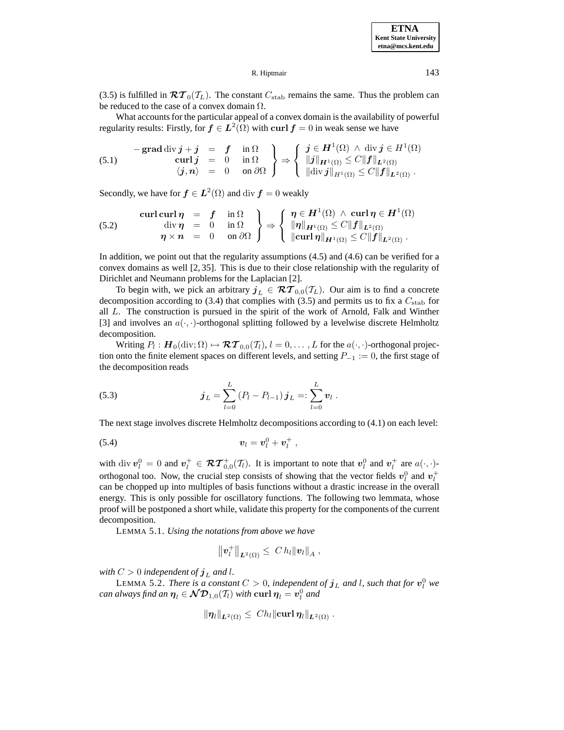(3.5) is fulfilled in $\mathcal{RT}_0(\mathcal{T}_L)$. The constant $C_{\mathrm{stab}}$ remains the same. Thus the problem can be reduced to the case of a convex domain $\Omega$.

What accounts for the particular appeal of a convex domain is the availability of powerful regularity results: Firstly, for $\boldsymbol{f} \in \boldsymbol{L}^2(\Omega)$ with $\mathbf{curl}\, \boldsymbol{f} = 0$ in weak sense we have

$$
\left.\begin{array}{rcll} -\mathbf{grad}\,\mathrm{div}\,\boldsymbol{j} + \boldsymbol{j} & = & \boldsymbol{f} & \text{in } \Omega \\ \mathbf{curl}\,\boldsymbol{j} & = & 0 & \text{in } \Omega \\ \langle \boldsymbol{j}, \boldsymbol{n} \rangle & = & 0 & \text{on } \partial\Omega \end{array}\right\} \Rightarrow \left\{ \begin{array}{l} \boldsymbol{j} \in \boldsymbol{H}^1(\Omega) \ \wedge \ \mathrm{div}\,\boldsymbol{j} \in H^1(\Omega) \\ \|\boldsymbol{j}\|_{\boldsymbol{H}^1(\Omega)} \leq C \|\boldsymbol{f}\|_{\boldsymbol{L}^2(\Omega)} \\ \|\mathrm{div}\,\boldsymbol{j}\|_{H^1(\Omega)} \leq C \|\boldsymbol{f}\|_{\boldsymbol{L}^2(\Omega)} \,. \end{array}\right. \tag{5.1}
$$

Secondly, we have for $\boldsymbol{f} \in \boldsymbol{L}^2(\Omega)$ and $\mathrm{div}\, \boldsymbol{f} = 0$ weakly

$$
\left.\begin{array}{rcll} \mathbf{curl}\,\mathbf{curl}\,\boldsymbol{\eta} & = & \boldsymbol{f} & \text{in } \Omega \\ \mathrm{div}\,\boldsymbol{\eta} & = & 0 & \text{in } \Omega \\ \boldsymbol{\eta} \times \boldsymbol{n} & = & 0 & \text{on } \partial\Omega \end{array}\right\} \Rightarrow \left\{ \begin{array}{l} \boldsymbol{\eta} \in \boldsymbol{H}^1(\Omega) \ \wedge \ \mathbf{curl}\,\boldsymbol{\eta} \in \boldsymbol{H}^1(\Omega) \\ \|\boldsymbol{\eta}\|_{\boldsymbol{H}^1(\Omega)} \leq C \|\boldsymbol{f}\|_{\boldsymbol{L}^2(\Omega)} \\ \|\mathbf{curl}\,\boldsymbol{\eta}\|_{\boldsymbol{H}^1(\Omega)} \leq C \|\boldsymbol{f}\|_{\boldsymbol{L}^2(\Omega)} \,. \end{array}\right. \tag{5.2}
$$

In addition, we point out that the regularity assumptions (4.5) and (4.6) can be verified for a convex domains as well [2, 35]. This is due to their close relationship with the regularity of Dirichlet and Neumann problems for the Laplacian [2].

To begin with, we pick an arbitrary $\boldsymbol{j}_L \in \mathcal{RT}_{0,0}(\mathcal{T}_L)$. Our aim is to find a concrete decomposition according to (3.4) that complies with (3.5) and permits us to fix a $C_{\mathrm{stab}}$ for all $L$. The construction is pursued in the spirit of the work of Arnold, Falk and Winther [3] and involves an $a(\cdot,\cdot)$-orthogonal splitting followed by a levelwise discrete Helmholtz decomposition.

Writing $P_l : \boldsymbol{H}_0(\mathrm{div};\Omega) \mapsto \mathcal{RT}_{0,0}(\mathcal{T}_l)$, $l = 0, \ldots, L$ for the $a(\cdot,\cdot)$-orthogonal projection onto the finite element spaces on different levels, and setting $P_{-1} := 0$, the first stage of the decomposition reads

$$
\boldsymbol{j}_L = \sum_{l=0}^{L} (P_l - P_{l-1})\, \boldsymbol{j}_L =: \sum_{l=0}^{L} \boldsymbol{v}_l \,. \tag{5.3}
$$

The next stage involves discrete Helmholtz decompositions according to (4.1) on each level:

$$
\boldsymbol{v}_l = \boldsymbol{v}_l^0 + \boldsymbol{v}_l^+ \,, \tag{5.4}
$$

with $\mathrm{div}\, \boldsymbol{v}_l^0 = 0$ and $\boldsymbol{v}_l^+ \in \mathcal{RT}_{0,0}^+(\mathcal{T}_l)$. It is important to note that $\boldsymbol{v}_l^0$ and $\boldsymbol{v}_l^+$ are $a(\cdot,\cdot)$-orthogonal too. Now, the crucial step consists of showing that the vector fields $\boldsymbol{v}_l^0$ and $\boldsymbol{v}_l^+$ can be chopped up into multiples of basis functions without a drastic increase in the overall energy. This is only possible for oscillatory functions. The following two lemmata, whose proof will be postponed a short while, validate this property for the components of the current decomposition.

LEMMA 5.1. *Using the notations from above we have*

$$
\left\| \boldsymbol{v}_l^+ \right\|_{\boldsymbol{L}^2(\Omega)} \leq \, C\, h_l \|\boldsymbol{v}_l\|_A \,,
$$

*with $C > 0$ independent of $\boldsymbol{j}_L$ and $l$.*

LEMMA 5.2. *There is a constant $C > 0$, independent of $\boldsymbol{j}_L$ and $l$, such that for $\boldsymbol{v}_l^0$ we can always find an $\boldsymbol{\eta}_l \in \mathcal{ND}_{1,0}(\mathcal{T}_l)$ with $\mathbf{curl}\, \boldsymbol{\eta}_l = \boldsymbol{v}_l^0$ and*

$$
\|\boldsymbol{\eta}_l\|_{\boldsymbol{L}^2(\Omega)} \leq \, C h_l \|\mathbf{curl}\, \boldsymbol{\eta}_l\|_{\boldsymbol{L}^2(\Omega)} \,.
$$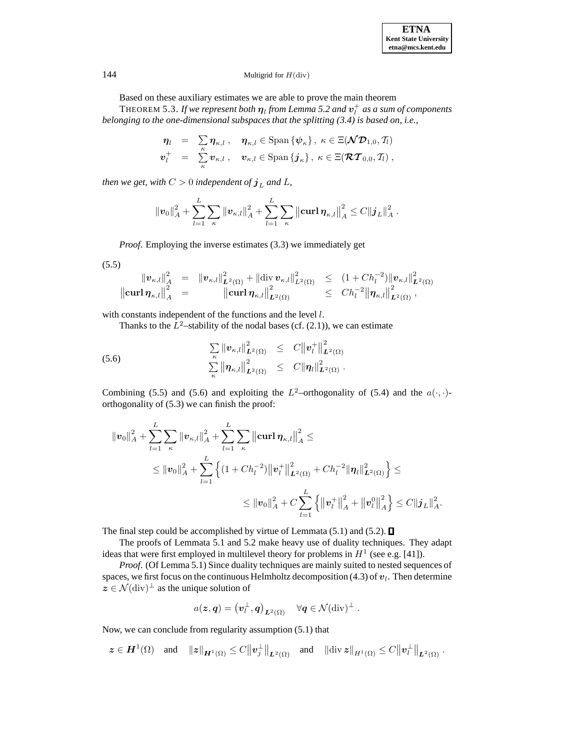Based on these auxiliary estimates we are able to prove the main theorem

THEOREM 5.3. *If we represent both $\boldsymbol{\eta}_l$ from Lemma 5.2 and $\boldsymbol{v}_l^+$ as a sum of components belonging to the one-dimensional subspaces that the splitting (3.4) is based on, i.e.,*

$$
\begin{aligned}
\boldsymbol{\eta}_l &= \sum_\kappa \boldsymbol{\eta}_{\kappa,l} , \quad \boldsymbol{\eta}_{\kappa,l} \in \operatorname{Span}\{\boldsymbol{\psi}_\kappa\}, \ \kappa \in \Xi(\boldsymbol{\mathcal{ND}}_{1,0}, \mathcal{T}_l) \\
\boldsymbol{v}_l^+ &= \sum_\kappa \boldsymbol{v}_{\kappa,l} , \quad \boldsymbol{v}_{\kappa,l} \in \operatorname{Span}\{\boldsymbol{j}_\kappa\}, \ \kappa \in \Xi(\boldsymbol{\mathcal{RT}}_{0,0}, \mathcal{T}_l) ,
\end{aligned}
$$

*then we get, with $C > 0$ independent of $\boldsymbol{j}_L$ and $L$,*

$$
\|\boldsymbol{v}_0\|_A^2 + \sum_{l=1}^{L} \sum_\kappa \|\boldsymbol{v}_{\kappa,l}\|_A^2 + \sum_{l=1}^{L} \sum_\kappa \left\|\mathbf{curl}\, \boldsymbol{\eta}_{\kappa,l}\right\|_A^2 \le C \|\boldsymbol{j}_L\|_A^2 .
$$

*Proof.* Employing the inverse estimates (3.3) we immediately get

$$
\begin{aligned}
\|\boldsymbol{v}_{\kappa,l}\|_A^2 &= \|\boldsymbol{v}_{\kappa,l}\|_{\boldsymbol{L}^2(\Omega)}^2 + \|\operatorname{div} \boldsymbol{v}_{\kappa,l}\|_{L^2(\Omega)}^2 \le (1 + C h_l^{-2}) \|\boldsymbol{v}_{\kappa,l}\|_{\boldsymbol{L}^2(\Omega)}^2 \\
\left\|\mathbf{curl}\, \boldsymbol{\eta}_{\kappa,l}\right\|_A^2 &= \left\|\mathbf{curl}\, \boldsymbol{\eta}_{\kappa,l}\right\|_{\boldsymbol{L}^2(\Omega)}^2 \le C h_l^{-2} \left\|\boldsymbol{\eta}_{\kappa,l}\right\|_{\boldsymbol{L}^2(\Omega)}^2 ,
\end{aligned}
\tag{5.5}
$$

with constants independent of the functions and the level $l$.

Thanks to the $L^2$–stability of the nodal bases (cf. (2.1)), we can estimate

$$
\begin{aligned}
\sum_\kappa \|\boldsymbol{v}_{\kappa,l}\|_{\boldsymbol{L}^2(\Omega)}^2 &\le C \left\|\boldsymbol{v}_l^+\right\|_{\boldsymbol{L}^2(\Omega)}^2 \\
\sum_\kappa \left\|\boldsymbol{\eta}_{\kappa,l}\right\|_{\boldsymbol{L}^2(\Omega)}^2 &\le C \|\boldsymbol{\eta}_l\|_{\boldsymbol{L}^2(\Omega)}^2 .
\end{aligned}
\tag{5.6}
$$

Combining (5.5) and (5.6) and exploiting the $L^2$–orthogonality of (5.4) and the $a(\cdot,\cdot)$-orthogonality of (5.3) we can finish the proof:

$$
\begin{aligned}
&\|\boldsymbol{v}_0\|_A^2 + \sum_{l=1}^{L} \sum_\kappa \|\boldsymbol{v}_{\kappa,l}\|_A^2 + \sum_{l=1}^{L} \sum_\kappa \left\|\mathbf{curl}\, \boldsymbol{\eta}_{\kappa,l}\right\|_A^2 \le \\
&\quad \le \|\boldsymbol{v}_0\|_A^2 + \sum_{l=1}^{L} \left\{ (1 + C h_l^{-2}) \left\|\boldsymbol{v}_l^+\right\|_{\boldsymbol{L}^2(\Omega)}^2 + C h_l^{-2} \|\boldsymbol{\eta}_l\|_{\boldsymbol{L}^2(\Omega)}^2 \right\} \le \\
&\qquad \le \|\boldsymbol{v}_0\|_A^2 + C \sum_{l=1}^{L} \left\{ \left\|\boldsymbol{v}_l^+\right\|_A^2 + \left\|\boldsymbol{v}_l^0\right\|_A^2 \right\} \le C \|\boldsymbol{j}_L\|_A^2 .
\end{aligned}
$$

The final step could be accomplished by virtue of Lemmata (5.1) and (5.2). ∎

The proofs of Lemmata 5.1 and 5.2 make heavy use of duality techniques. They adapt ideas that were first employed in multilevel theory for problems in $H^1$ (see e.g. [41]).

*Proof.* (Of Lemma 5.1) Since duality techniques are mainly suited to nested sequences of spaces, we first focus on the continuous Helmholtz decomposition (4.3) of $\boldsymbol{v}_l$. Then determine $\boldsymbol{z} \in \mathcal{N}(\operatorname{div})^\perp$ as the unique solution of

$$
a(\boldsymbol{z}, \boldsymbol{q}) = \left(\boldsymbol{v}_l^\perp, \boldsymbol{q}\right)_{\boldsymbol{L}^2(\Omega)} \quad \forall \boldsymbol{q} \in \mathcal{N}(\operatorname{div})^\perp .
$$

Now, we can conclude from regularity assumption (5.1) that

$$
\boldsymbol{z} \in \boldsymbol{H}^1(\Omega) \quad \text{and} \quad \|\boldsymbol{z}\|_{\boldsymbol{H}^1(\Omega)} \le C \left\|\boldsymbol{v}_j^\perp\right\|_{\boldsymbol{L}^2(\Omega)} \quad \text{and} \quad \|\operatorname{div} \boldsymbol{z}\|_{H^1(\Omega)} \le C \left\|\boldsymbol{v}_l^\perp\right\|_{\boldsymbol{L}^2(\Omega)} .
$$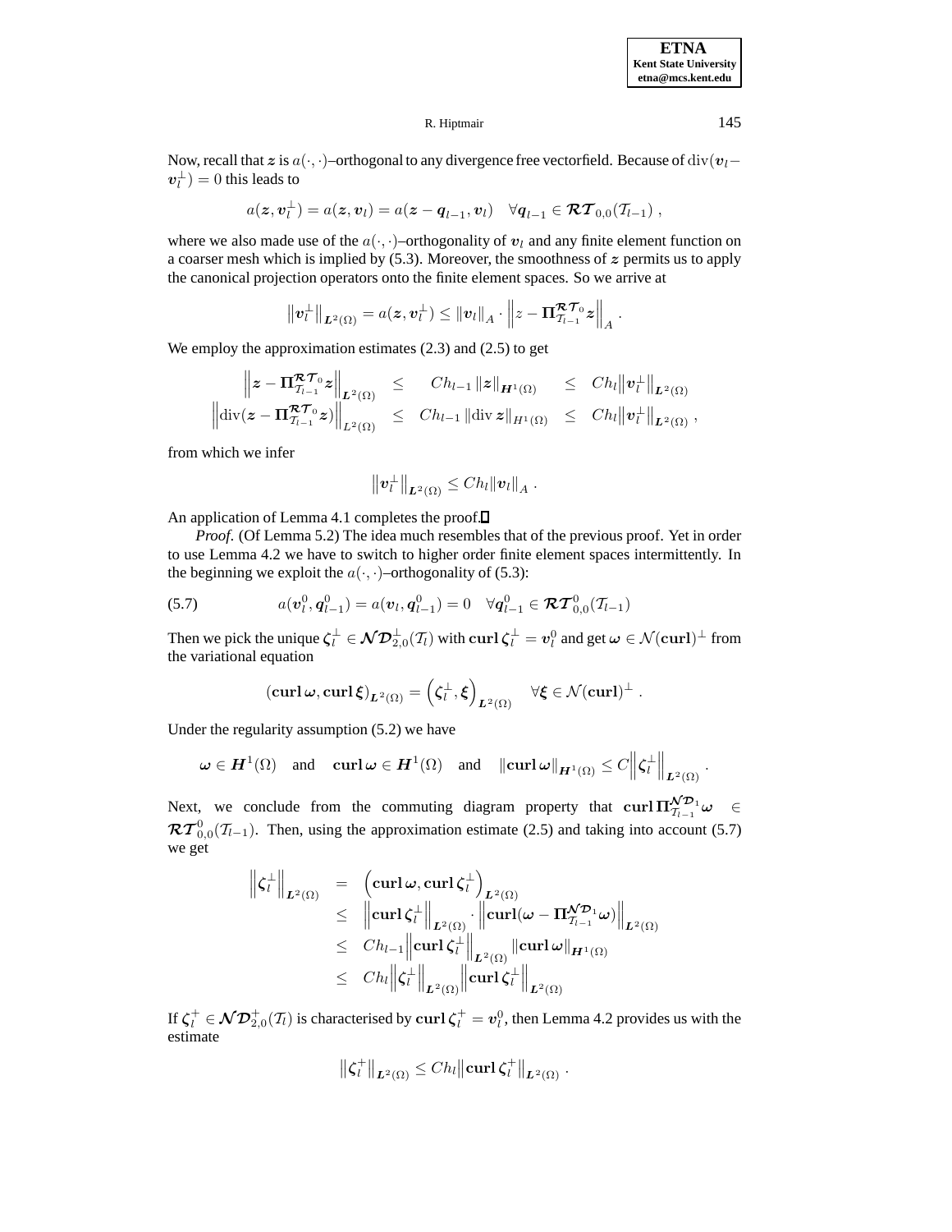Now, recall that $\boldsymbol{z}$ is $a(\cdot,\cdot)$–orthogonal to any divergence free vectorfield. Because of $\operatorname{div}(\boldsymbol{v}_l - \boldsymbol{v}_l^{\perp}) = 0$ this leads to

$$a(\boldsymbol{z}, \boldsymbol{v}_l^{\perp}) = a(\boldsymbol{z}, \boldsymbol{v}_l) = a(\boldsymbol{z} - \boldsymbol{q}_{l-1}, \boldsymbol{v}_l) \quad \forall \boldsymbol{q}_{l-1} \in \boldsymbol{\mathcal{RT}}_{0,0}(\mathcal{T}_{l-1}) \ ,$$

where we also made use of the $a(\cdot,\cdot)$–orthogonality of $\boldsymbol{v}_l$ and any finite element function on a coarser mesh which is implied by (5.3). Moreover, the smoothness of $\boldsymbol{z}$ permits us to apply the canonical projection operators onto the finite element spaces. So we arrive at

$$\left\|\boldsymbol{v}_l^{\perp}\right\|_{\boldsymbol{L}^2(\Omega)} = a(\boldsymbol{z}, \boldsymbol{v}_l^{\perp}) \leq \|\boldsymbol{v}_l\|_A \cdot \left\| z - \boldsymbol{\Pi}_{\mathcal{T}_{l-1}}^{\mathcal{RT}_0} \boldsymbol{z} \right\|_A \ .$$

We employ the approximation estimates (2.3) and (2.5) to get

$$\begin{aligned}
\left\|\boldsymbol{z} - \boldsymbol{\Pi}_{\mathcal{T}_{l-1}}^{\mathcal{RT}_0} \boldsymbol{z}\right\|_{\boldsymbol{L}^2(\Omega)} &\leq \quad Ch_{l-1} \|\boldsymbol{z}\|_{\boldsymbol{H}^1(\Omega)} &&\leq \quad Ch_l \left\|\boldsymbol{v}_l^{\perp}\right\|_{\boldsymbol{L}^2(\Omega)} \\
\left\|\operatorname{div}(\boldsymbol{z} - \boldsymbol{\Pi}_{\mathcal{T}_{l-1}}^{\mathcal{RT}_0} \boldsymbol{z})\right\|_{L^2(\Omega)} &\leq \quad Ch_{l-1} \|\operatorname{div} \boldsymbol{z}\|_{H^1(\Omega)} &&\leq \quad Ch_l \left\|\boldsymbol{v}_l^{\perp}\right\|_{\boldsymbol{L}^2(\Omega)} \ ,
\end{aligned}$$

from which we infer

$$\left\|\boldsymbol{v}_l^{\perp}\right\|_{\boldsymbol{L}^2(\Omega)} \leq Ch_l \|\boldsymbol{v}_l\|_A \ .$$

An application of Lemma 4.1 completes the proof.$\square$

*Proof.* (Of Lemma 5.2) The idea much resembles that of the previous proof. Yet in order to use Lemma 4.2 we have to switch to higher order finite element spaces intermittently. In the beginning we exploit the $a(\cdot,\cdot)$–orthogonality of (5.3):

$$a(\boldsymbol{v}_l^0, \boldsymbol{q}_{l-1}^0) = a(\boldsymbol{v}_l, \boldsymbol{q}_{l-1}^0) = 0 \quad \forall \boldsymbol{q}_{l-1}^0 \in \boldsymbol{\mathcal{RT}}_{0,0}^0(\mathcal{T}_{l-1}) \tag{5.7}$$

Then we pick the unique $\boldsymbol{\zeta}_l^{\perp} \in \boldsymbol{\mathcal{ND}}_{2,0}^{\perp}(\mathcal{T}_l)$ with $\mathbf{curl}\, \boldsymbol{\zeta}_l^{\perp} = \boldsymbol{v}_l^0$ and get $\boldsymbol{\omega} \in \mathcal{N}(\mathbf{curl})^{\perp}$ from the variational equation

$$(\mathbf{curl}\, \boldsymbol{\omega}, \mathbf{curl}\, \boldsymbol{\xi})_{\boldsymbol{L}^2(\Omega)} = \left(\boldsymbol{\zeta}_l^{\perp}, \boldsymbol{\xi}\right)_{\boldsymbol{L}^2(\Omega)} \quad \forall \boldsymbol{\xi} \in \mathcal{N}(\mathbf{curl})^{\perp} \ .$$

Under the regularity assumption (5.2) we have

$$\boldsymbol{\omega} \in \boldsymbol{H}^1(\Omega) \quad \text{and} \quad \mathbf{curl}\, \boldsymbol{\omega} \in \boldsymbol{H}^1(\Omega) \quad \text{and} \quad \|\mathbf{curl}\, \boldsymbol{\omega}\|_{\boldsymbol{H}^1(\Omega)} \leq C \left\|\boldsymbol{\zeta}_l^{\perp}\right\|_{\boldsymbol{L}^2(\Omega)} \ .$$

Next, we conclude from the commuting diagram property that $\mathbf{curl}\, \boldsymbol{\Pi}_{\mathcal{T}_{l-1}}^{\mathcal{ND}_1} \boldsymbol{\omega} \in \boldsymbol{\mathcal{RT}}_{0,0}^0(\mathcal{T}_{l-1})$. Then, using the approximation estimate (2.5) and taking into account (5.7) we get

$$\begin{aligned}
\left\|\boldsymbol{\zeta}_l^{\perp}\right\|_{\boldsymbol{L}^2(\Omega)} &= \left(\mathbf{curl}\, \boldsymbol{\omega}, \mathbf{curl}\, \boldsymbol{\zeta}_l^{\perp}\right)_{\boldsymbol{L}^2(\Omega)} \\
&\leq \left\|\mathbf{curl}\, \boldsymbol{\zeta}_l^{\perp}\right\|_{\boldsymbol{L}^2(\Omega)} \cdot \left\|\mathbf{curl}(\boldsymbol{\omega} - \boldsymbol{\Pi}_{\mathcal{T}_{l-1}}^{\mathcal{ND}_1} \boldsymbol{\omega})\right\|_{\boldsymbol{L}^2(\Omega)} \\
&\leq Ch_{l-1} \left\|\mathbf{curl}\, \boldsymbol{\zeta}_l^{\perp}\right\|_{\boldsymbol{L}^2(\Omega)} \|\mathbf{curl}\, \boldsymbol{\omega}\|_{\boldsymbol{H}^1(\Omega)} \\
&\leq Ch_l \left\|\boldsymbol{\zeta}_l^{\perp}\right\|_{\boldsymbol{L}^2(\Omega)} \left\|\mathbf{curl}\, \boldsymbol{\zeta}_l^{\perp}\right\|_{\boldsymbol{L}^2(\Omega)}
\end{aligned}$$

If $\boldsymbol{\zeta}_l^{+} \in \boldsymbol{\mathcal{ND}}_{2,0}^{+}(\mathcal{T}_l)$ is characterised by $\mathbf{curl}\, \boldsymbol{\zeta}_l^{+} = \boldsymbol{v}_l^0$, then Lemma 4.2 provides us with the estimate

$$\left\|\boldsymbol{\zeta}_l^{+}\right\|_{\boldsymbol{L}^2(\Omega)} \leq Ch_l \left\|\mathbf{curl}\, \boldsymbol{\zeta}_l^{+}\right\|_{\boldsymbol{L}^2(\Omega)} \ .$$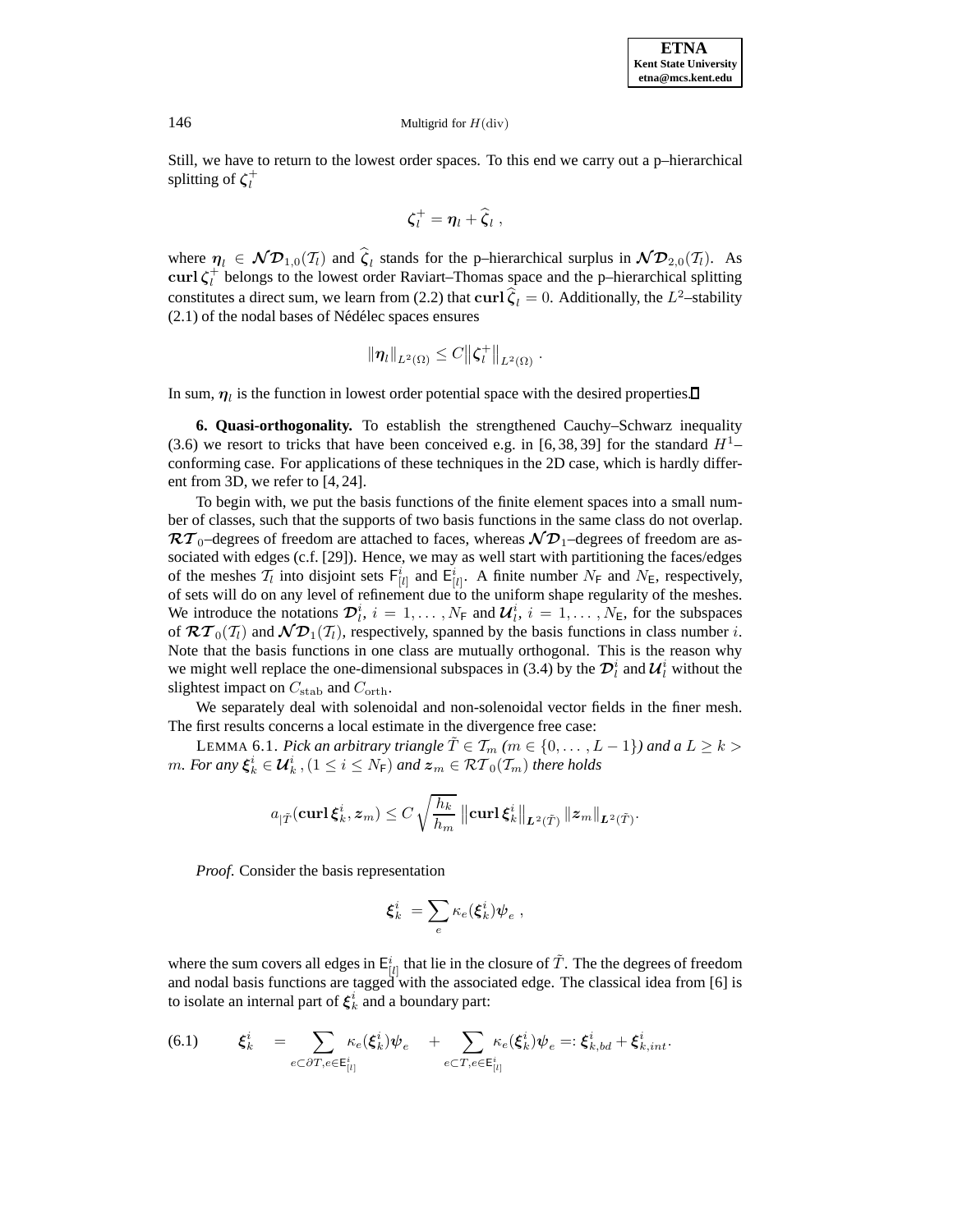Still, we have to return to the lowest order spaces. To this end we carry out a p–hierarchical splitting of $\boldsymbol{\zeta}_l^+$

$$\boldsymbol{\zeta}_l^+ = \boldsymbol{\eta}_l + \widehat{\boldsymbol{\zeta}}_l \ ,$$

where $\boldsymbol{\eta}_l \in \boldsymbol{\mathcal{ND}}_{1,0}(\mathcal{T}_l)$ and $\widehat{\boldsymbol{\zeta}}_l$ stands for the p–hierarchical surplus in $\boldsymbol{\mathcal{ND}}_{2,0}(\mathcal{T}_l)$. As $\mathbf{curl}\,\boldsymbol{\zeta}_l^+$ belongs to the lowest order Raviart–Thomas space and the p–hierarchical splitting constitutes a direct sum, we learn from (2.2) that $\mathbf{curl}\,\widehat{\boldsymbol{\zeta}}_l = 0$. Additionally, the $L^2$–stability (2.1) of the nodal bases of Nédélec spaces ensures

$$\|\boldsymbol{\eta}_l\|_{L^2(\Omega)} \leq C \left\|\boldsymbol{\zeta}_l^+\right\|_{L^2(\Omega)} .$$

In sum, $\boldsymbol{\eta}_l$ is the function in lowest order potential space with the desired properties.∎

**6. Quasi-orthogonality.** To establish the strengthened Cauchy–Schwarz inequality (3.6) we resort to tricks that have been conceived e.g. in [6, 38, 39] for the standard $H^1$–conforming case. For applications of these techniques in the 2D case, which is hardly different from 3D, we refer to [4, 24].

To begin with, we put the basis functions of the finite element spaces into a small number of classes, such that the supports of two basis functions in the same class do not overlap. $\boldsymbol{\mathcal{RT}}_0$–degrees of freedom are attached to faces, whereas $\boldsymbol{\mathcal{ND}}_1$–degrees of freedom are associated with edges (c.f. [29]). Hence, we may as well start with partitioning the faces/edges of the meshes $\mathcal{T}_l$ into disjoint sets $\mathsf{F}_{[l]}^i$ and $\mathsf{E}_{[l]}^i$. A finite number $N_{\mathsf{F}}$ and $N_{\mathsf{E}}$, respectively, of sets will do on any level of refinement due to the uniform shape regularity of the meshes. We introduce the notations $\boldsymbol{\mathcal{D}}_l^i$, $i = 1, \ldots, N_{\mathsf{F}}$ and $\boldsymbol{\mathcal{U}}_l^i$, $i = 1, \ldots, N_{\mathsf{E}}$, for the subspaces of $\boldsymbol{\mathcal{RT}}_0(\mathcal{T}_l)$ and $\boldsymbol{\mathcal{ND}}_1(\mathcal{T}_l)$, respectively, spanned by the basis functions in class number $i$. Note that the basis functions in one class are mutually orthogonal. This is the reason why we might well replace the one-dimensional subspaces in (3.4) by the $\boldsymbol{\mathcal{D}}_l^i$ and $\boldsymbol{\mathcal{U}}_l^i$ without the slightest impact on $C_{\mathrm{stab}}$ and $C_{\mathrm{orth}}$.

We separately deal with solenoidal and non-solenoidal vector fields in the finer mesh. The first results concerns a local estimate in the divergence free case:

LEMMA 6.1. *Pick an arbitrary triangle $\tilde{T} \in \mathcal{T}_m$ ($m \in \{0, \ldots, L-1\}$) and a $L \geq k > m$. For any $\boldsymbol{\xi}_k^i \in \boldsymbol{\mathcal{U}}_k^i$, $(1 \leq i \leq N_{\mathsf{F}})$ and $\boldsymbol{z}_m \in \mathcal{RT}_0(\mathcal{T}_m)$ there holds*

$$a_{|\tilde{T}}(\mathbf{curl}\,\boldsymbol{\xi}_k^i, \boldsymbol{z}_m) \leq C \sqrt{\frac{h_k}{h_m}} \left\|\mathbf{curl}\,\boldsymbol{\xi}_k^i\right\|_{\boldsymbol{L}^2(\tilde{T})} \|\boldsymbol{z}_m\|_{\boldsymbol{L}^2(\tilde{T})}.$$

*Proof*. Consider the basis representation

$$\boldsymbol{\xi}_k^i = \sum_e \kappa_e(\boldsymbol{\xi}_k^i)\boldsymbol{\psi}_e \ ,$$

where the sum covers all edges in $\mathsf{E}_{[l]}^i$ that lie in the closure of $\tilde{T}$. The the degrees of freedom and nodal basis functions are tagged with the associated edge. The classical idea from [6] is to isolate an internal part of $\boldsymbol{\xi}_k^i$ and a boundary part:

$$\boldsymbol{\xi}_k^i = \sum_{e \subset \partial T, e \in \mathsf{E}_{[l]}^i} \kappa_e(\boldsymbol{\xi}_k^i)\boldsymbol{\psi}_e + \sum_{e \subset T, e \in \mathsf{E}_{[l]}^i} \kappa_e(\boldsymbol{\xi}_k^i)\boldsymbol{\psi}_e =: \boldsymbol{\xi}_{k,bd}^i + \boldsymbol{\xi}_{k,int}^i. \tag{6.1}$$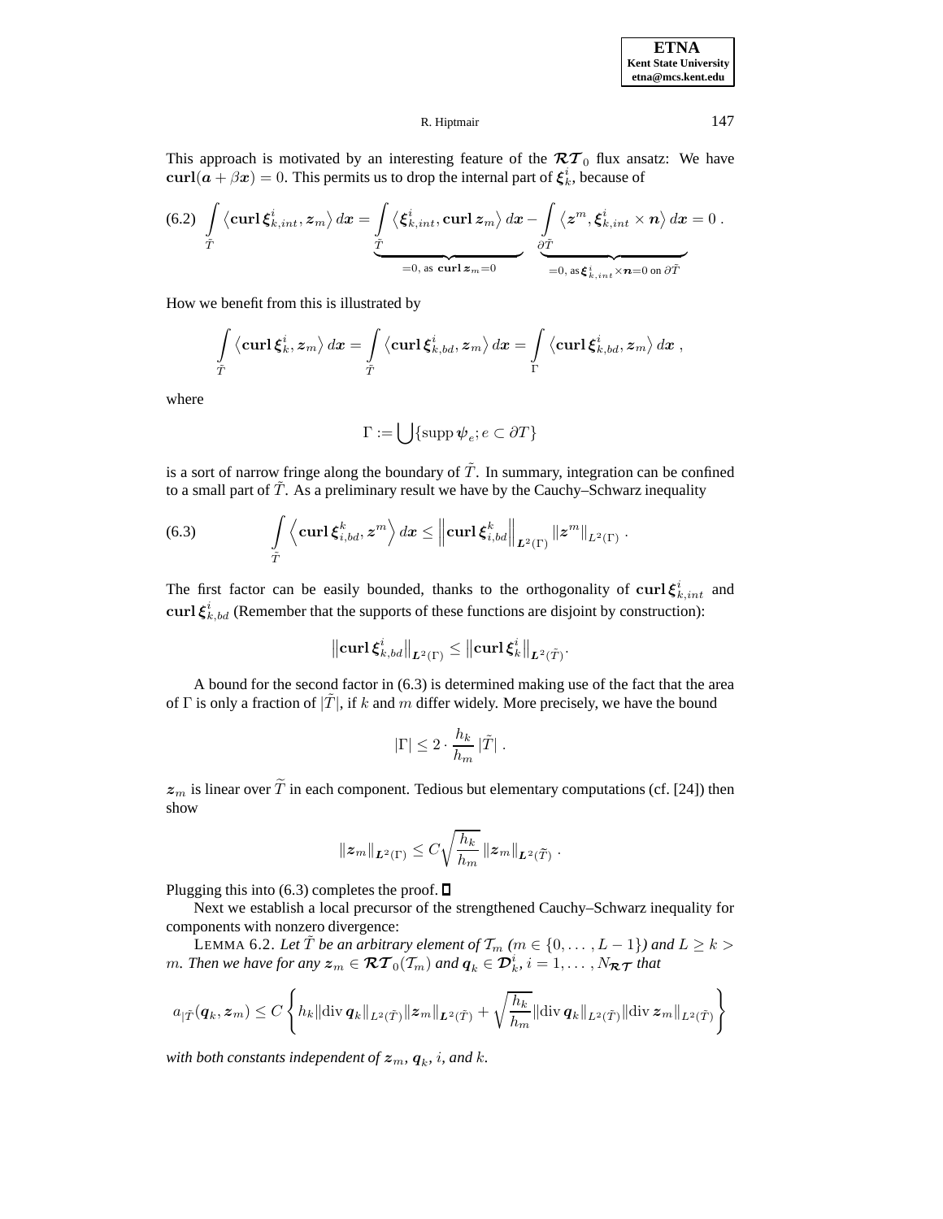This approach is motivated by an interesting feature of the $\boldsymbol{\mathcal{RT}}_0$ flux ansatz: We have $\mathbf{curl}(\boldsymbol{a} + \beta \boldsymbol{x}) = 0$. This permits us to drop the internal part of $\boldsymbol{\xi}_k^i$, because of

$$
\text{(6.2)} \quad \int\limits_{\tilde{T}} \left\langle \mathbf{curl}\, \boldsymbol{\xi}_{k,int}^i, \boldsymbol{z}_m \right\rangle d\boldsymbol{x} = \underbrace{\int\limits_{\tilde{T}} \left\langle \boldsymbol{\xi}_{k,int}^i, \mathbf{curl}\, \boldsymbol{z}_m \right\rangle d\boldsymbol{x}}_{=0,\text{ as } \mathbf{curl}\, \boldsymbol{z}_m = 0} - \underbrace{\int\limits_{\partial \tilde{T}} \left\langle \boldsymbol{z}^m, \boldsymbol{\xi}_{k,int}^i \times \boldsymbol{n} \right\rangle d\boldsymbol{x}}_{=0,\text{ as } \boldsymbol{\xi}_{k,int}^i \times \boldsymbol{n} = 0 \text{ on } \partial \tilde{T}} = 0 \,.
$$

How we benefit from this is illustrated by

$$
\int\limits_{\tilde{T}} \left\langle \mathbf{curl}\, \boldsymbol{\xi}_k^i, \boldsymbol{z}_m \right\rangle d\boldsymbol{x} = \int\limits_{\tilde{T}} \left\langle \mathbf{curl}\, \boldsymbol{\xi}_{k,bd}^i, \boldsymbol{z}_m \right\rangle d\boldsymbol{x} = \int\limits_{\Gamma} \left\langle \mathbf{curl}\, \boldsymbol{\xi}_{k,bd}^i, \boldsymbol{z}_m \right\rangle d\boldsymbol{x} \,,
$$

where

$$
\Gamma := \bigcup \{ \operatorname{supp} \boldsymbol{\psi}_e ; e \subset \partial T \}
$$

is a sort of narrow fringe along the boundary of $\tilde{T}$. In summary, integration can be confined to a small part of $\tilde{T}$. As a preliminary result we have by the Cauchy–Schwarz inequality

$$
\text{(6.3)} \qquad \int\limits_{\tilde{T}} \left\langle \mathbf{curl}\, \boldsymbol{\xi}_{i,bd}^k, \boldsymbol{z}^m \right\rangle d\boldsymbol{x} \leq \left\| \mathbf{curl}\, \boldsymbol{\xi}_{i,bd}^k \right\|_{\boldsymbol{L}^2(\Gamma)} \| \boldsymbol{z}^m \|_{L^2(\Gamma)} \,.
$$

The first factor can be easily bounded, thanks to the orthogonality of $\mathbf{curl}\, \boldsymbol{\xi}_{k,int}^i$ and $\mathbf{curl}\, \boldsymbol{\xi}_{k,bd}^i$ (Remember that the supports of these functions are disjoint by construction):

$$
\left\| \mathbf{curl}\, \boldsymbol{\xi}_{k,bd}^i \right\|_{\boldsymbol{L}^2(\Gamma)} \leq \left\| \mathbf{curl}\, \boldsymbol{\xi}_k^i \right\|_{\boldsymbol{L}^2(\tilde{T})} .
$$

A bound for the second factor in (6.3) is determined making use of the fact that the area of $\Gamma$ is only a fraction of $|\tilde{T}|$, if $k$ and $m$ differ widely. More precisely, we have the bound

$$
|\Gamma| \leq 2 \cdot \frac{h_k}{h_m} |\tilde{T}| \,.
$$

$\boldsymbol{z}_m$ is linear over $\widetilde{T}$ in each component. Tedious but elementary computations (cf. [24]) then show

$$
\| \boldsymbol{z}_m \|_{\boldsymbol{L}^2(\Gamma)} \leq C \sqrt{\frac{h_k}{h_m}} \, \| \boldsymbol{z}_m \|_{\boldsymbol{L}^2(\widetilde{T})} \,.
$$

Plugging this into (6.3) completes the proof. $\square$

Next we establish a local precursor of the strengthened Cauchy–Schwarz inequality for components with nonzero divergence:

LEMMA 6.2. *Let $\tilde{T}$ be an arbitrary element of $\mathcal{T}_m$ ($m \in \{0, \ldots, L-1\}$) and $L \geq k > m$. Then we have for any $\boldsymbol{z}_m \in \boldsymbol{\mathcal{RT}}_0(\mathcal{T}_m)$ and $\boldsymbol{q}_k \in \boldsymbol{\mathcal{D}}_k^i$, $i = 1, \ldots, N_{\boldsymbol{\mathcal{RT}}}$ that*

$$
a_{|\tilde{T}}(\boldsymbol{q}_k, \boldsymbol{z}_m) \leq C \left\{ h_k \| \operatorname{div} \boldsymbol{q}_k \|_{L^2(\tilde{T})} \| \boldsymbol{z}_m \|_{\boldsymbol{L}^2(\tilde{T})} + \sqrt{\frac{h_k}{h_m}} \| \operatorname{div} \boldsymbol{q}_k \|_{L^2(\tilde{T})} \| \operatorname{div} \boldsymbol{z}_m \|_{L^2(\tilde{T})} \right\}
$$

*with both constants independent of $\boldsymbol{z}_m$, $\boldsymbol{q}_k$, $i$, and $k$.*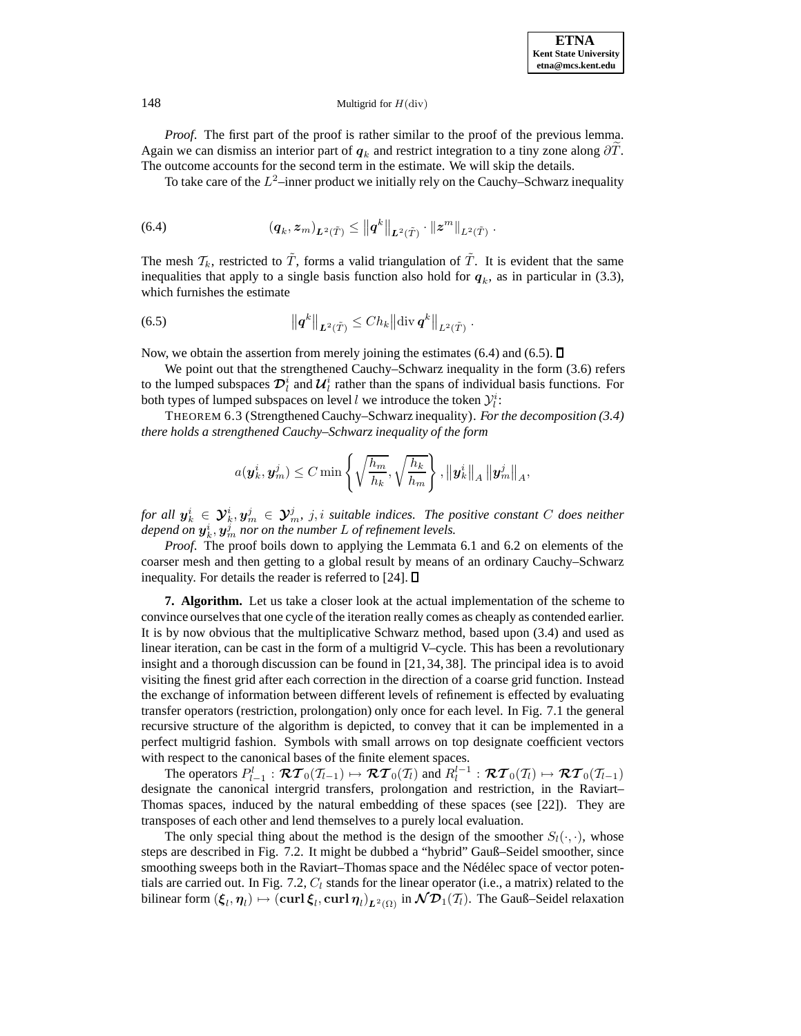*Proof*. The first part of the proof is rather similar to the proof of the previous lemma. Again we can dismiss an interior part of $\boldsymbol{q}_k$ and restrict integration to a tiny zone along $\partial\widetilde{T}$. The outcome accounts for the second term in the estimate. We will skip the details.

To take care of the $L^2$–inner product we initially rely on the Cauchy–Schwarz inequality

$$(\boldsymbol{q}_k, \boldsymbol{z}_m)_{\boldsymbol{L}^2(\tilde{T})} \leq \left\|\boldsymbol{q}^k\right\|_{\boldsymbol{L}^2(\tilde{T})} \cdot \left\|\boldsymbol{z}^m\right\|_{L^2(\tilde{T})} . \tag{6.4}$$

The mesh $\mathcal{T}_k$, restricted to $\tilde{T}$, forms a valid triangulation of $\tilde{T}$. It is evident that the same inequalities that apply to a single basis function also hold for $\boldsymbol{q}_k$, as in particular in (3.3), which furnishes the estimate

$$\left\|\boldsymbol{q}^k\right\|_{\boldsymbol{L}^2(\tilde{T})} \leq C h_k \left\|\operatorname{div} \boldsymbol{q}^k\right\|_{L^2(\tilde{T})} . \tag{6.5}$$

Now, we obtain the assertion from merely joining the estimates (6.4) and (6.5). ◻

We point out that the strengthened Cauchy–Schwarz inequality in the form (3.6) refers to the lumped subspaces $\boldsymbol{\mathcal{D}}_l^i$ and $\boldsymbol{\mathcal{U}}_l^i$ rather than the spans of individual basis functions. For both types of lumped subspaces on level $l$ we introduce the token $\mathcal{Y}_l^i$:

THEOREM 6.3 (Strengthened Cauchy–Schwarz inequality). *For the decomposition (3.4) there holds a strengthened Cauchy–Schwarz inequality of the form*

$$a(\boldsymbol{y}_k^i, \boldsymbol{y}_m^j) \leq C \min\left\{\sqrt{\frac{h_m}{h_k}}, \sqrt{\frac{h_k}{h_m}}\right\}, \left\|\boldsymbol{y}_k^i\right\|_A \left\|\boldsymbol{y}_m^j\right\|_A,$$

*for all $\boldsymbol{y}_k^i \in \boldsymbol{\mathcal{Y}}_k^i, \boldsymbol{y}_m^j \in \boldsymbol{\mathcal{Y}}_m^j$, $j, i$ suitable indices. The positive constant $C$ does neither depend on $\boldsymbol{y}_k^i, \boldsymbol{y}_m^j$ nor on the number $L$ of refinement levels.*

*Proof*. The proof boils down to applying the Lemmata 6.1 and 6.2 on elements of the coarser mesh and then getting to a global result by means of an ordinary Cauchy–Schwarz inequality. For details the reader is referred to [24]. ◻

**7. Algorithm.** Let us take a closer look at the actual implementation of the scheme to convince ourselves that one cycle of the iteration really comes as cheaply as contended earlier. It is by now obvious that the multiplicative Schwarz method, based upon (3.4) and used as linear iteration, can be cast in the form of a multigrid V–cycle. This has been a revolutionary insight and a thorough discussion can be found in [21, 34, 38]. The principal idea is to avoid visiting the finest grid after each correction in the direction of a coarse grid function. Instead the exchange of information between different levels of refinement is effected by evaluating transfer operators (restriction, prolongation) only once for each level. In Fig. 7.1 the general recursive structure of the algorithm is depicted, to convey that it can be implemented in a perfect multigrid fashion. Symbols with small arrows on top designate coefficient vectors with respect to the canonical bases of the finite element spaces.

The operators $P_{l-1}^l : \boldsymbol{\mathcal{RT}}_0(\mathcal{T}_{l-1}) \mapsto \boldsymbol{\mathcal{RT}}_0(\mathcal{T}_l)$ and $R_l^{l-1} : \boldsymbol{\mathcal{RT}}_0(\mathcal{T}_l) \mapsto \boldsymbol{\mathcal{RT}}_0(\mathcal{T}_{l-1})$ designate the canonical intergrid transfers, prolongation and restriction, in the Raviart–Thomas spaces, induced by the natural embedding of these spaces (see [22]). They are transposes of each other and lend themselves to a purely local evaluation.

The only special thing about the method is the design of the smoother $S_l(\cdot,\cdot)$, whose steps are described in Fig. 7.2. It might be dubbed a "hybrid" Gauß–Seidel smoother, since smoothing sweeps both in the Raviart–Thomas space and the Nédélec space of vector potentials are carried out. In Fig. 7.2, $C_l$ stands for the linear operator (i.e., a matrix) related to the bilinear form $(\boldsymbol{\xi}_l, \boldsymbol{\eta}_l) \mapsto (\mathbf{curl}\, \boldsymbol{\xi}_l, \mathbf{curl}\, \boldsymbol{\eta}_l)_{\boldsymbol{L}^2(\Omega)}$ in $\boldsymbol{\mathcal{ND}}_1(\mathcal{T}_l)$. The Gauß–Seidel relaxation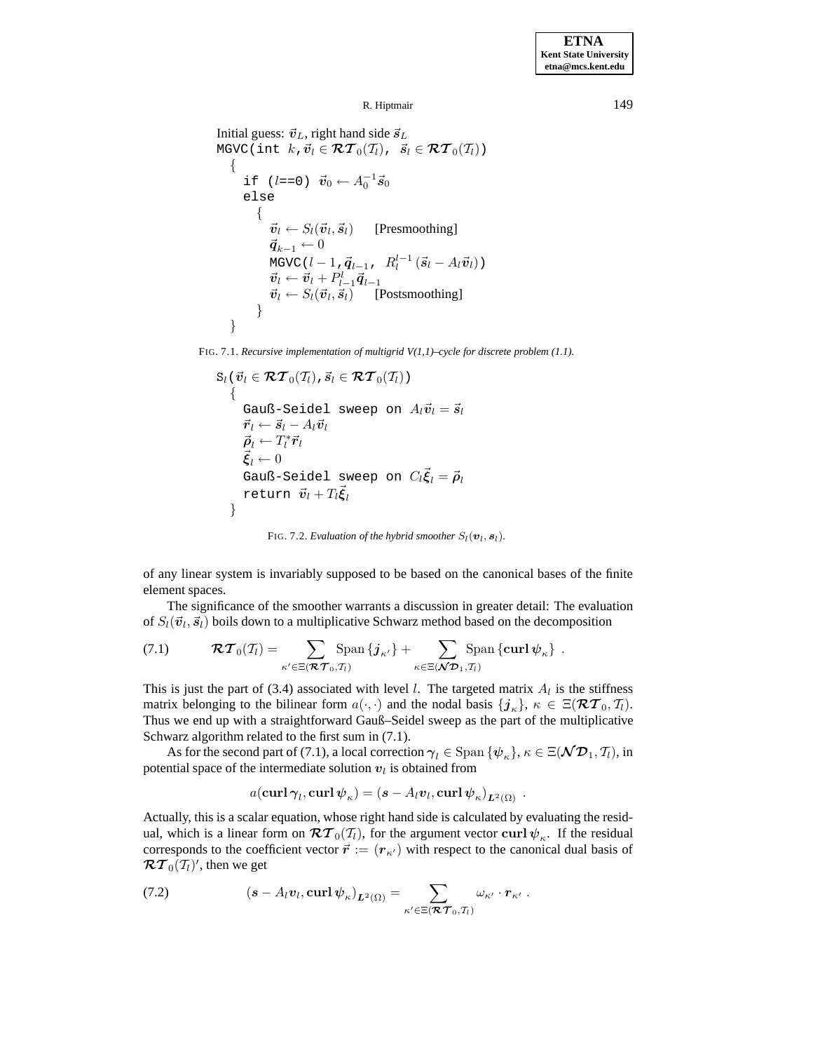```
Initial guess: v_L, right hand side s_L
MGVC(int k, v_l ∈ RT_0(T_l),  s_l ∈ RT_0(T_l))
  {
    if (l==0) v_0 ← A_0^{-1} s_0
    else
      {
        v_l ← S_l(v_l, s_l)     [Presmoothing]
        q_{k-1} ← 0
        MGVC(l-1, q_{l-1},  R_l^{l-1}(s_l - A_l v_l))
        v_l ← v_l + P_{l-1}^l q_{l-1}
        v_l ← S_l(v_l, s_l)     [Postsmoothing]
      }
  }
```

FIG. 7.1. *Recursive implementation of multigrid V(1,1)–cycle for discrete problem (1.1).*

```
S_l(v_l ∈ RT_0(T_l), s_l ∈ RT_0(T_l))
  {
    Gauß-Seidel sweep on A_l v_l = s_l
    r_l ← s_l - A_l v_l
    ρ_l ← T_l^* r_l
    ξ_l ← 0
    Gauß-Seidel sweep on C_l ξ_l = ρ_l
    return v_l + T_l ξ_l
  }
```

FIG. 7.2. *Evaluation of the hybrid smoother $S_l(\boldsymbol{v}_l, \boldsymbol{s}_l)$.*

of any linear system is invariably supposed to be based on the canonical bases of the finite element spaces.

The significance of the smoother warrants a discussion in greater detail: The evaluation of $S_l(\vec{\boldsymbol{v}}_l, \vec{\boldsymbol{s}}_l)$ boils down to a multiplicative Schwarz method based on the decomposition

$$\boldsymbol{\mathcal{RT}}_0(\mathcal{T}_l) = \sum_{\kappa' \in \Xi(\boldsymbol{\mathcal{RT}}_0, \mathcal{T}_l)} \operatorname{Span}\{\boldsymbol{j}_{\kappa'}\} + \sum_{\kappa \in \Xi(\boldsymbol{\mathcal{ND}}_1, \mathcal{T}_l)} \operatorname{Span}\{\mathbf{curl}\, \boldsymbol{\psi}_\kappa\} \ . \tag{7.1}$$

This is just the part of (3.4) associated with level $l$. The targeted matrix $A_l$ is the stiffness matrix belonging to the bilinear form $a(\cdot,\cdot)$ and the nodal basis $\{\boldsymbol{j}_\kappa\}$, $\kappa \in \Xi(\boldsymbol{\mathcal{RT}}_0, \mathcal{T}_l)$. Thus we end up with a straightforward Gauß–Seidel sweep as the part of the multiplicative Schwarz algorithm related to the first sum in (7.1).

As for the second part of (7.1), a local correction $\boldsymbol{\gamma}_l \in \operatorname{Span}\{\boldsymbol{\psi}_\kappa\}$, $\kappa \in \Xi(\boldsymbol{\mathcal{ND}}_1, \mathcal{T}_l)$, in potential space of the intermediate solution $\boldsymbol{v}_l$ is obtained from

$$a(\mathbf{curl}\, \boldsymbol{\gamma}_l, \mathbf{curl}\, \boldsymbol{\psi}_\kappa) = (\boldsymbol{s} - A_l \boldsymbol{v}_l, \mathbf{curl}\, \boldsymbol{\psi}_\kappa)_{\boldsymbol{L}^2(\Omega)} \ .$$

Actually, this is a scalar equation, whose right hand side is calculated by evaluating the residual, which is a linear form on $\boldsymbol{\mathcal{RT}}_0(\mathcal{T}_l)$, for the argument vector $\mathbf{curl}\, \boldsymbol{\psi}_\kappa$. If the residual corresponds to the coefficient vector $\vec{\boldsymbol{r}} := (\boldsymbol{r}_{\kappa'})$ with respect to the canonical dual basis of $\boldsymbol{\mathcal{RT}}_0(\mathcal{T}_l)'$, then we get

$$(\boldsymbol{s} - A_l \boldsymbol{v}_l, \mathbf{curl}\, \boldsymbol{\psi}_\kappa)_{\boldsymbol{L}^2(\Omega)} = \sum_{\kappa' \in \Xi(\boldsymbol{\mathcal{RT}}_0, \mathcal{T}_l)} \omega_{\kappa'} \cdot \boldsymbol{r}_{\kappa'} \ . \tag{7.2}$$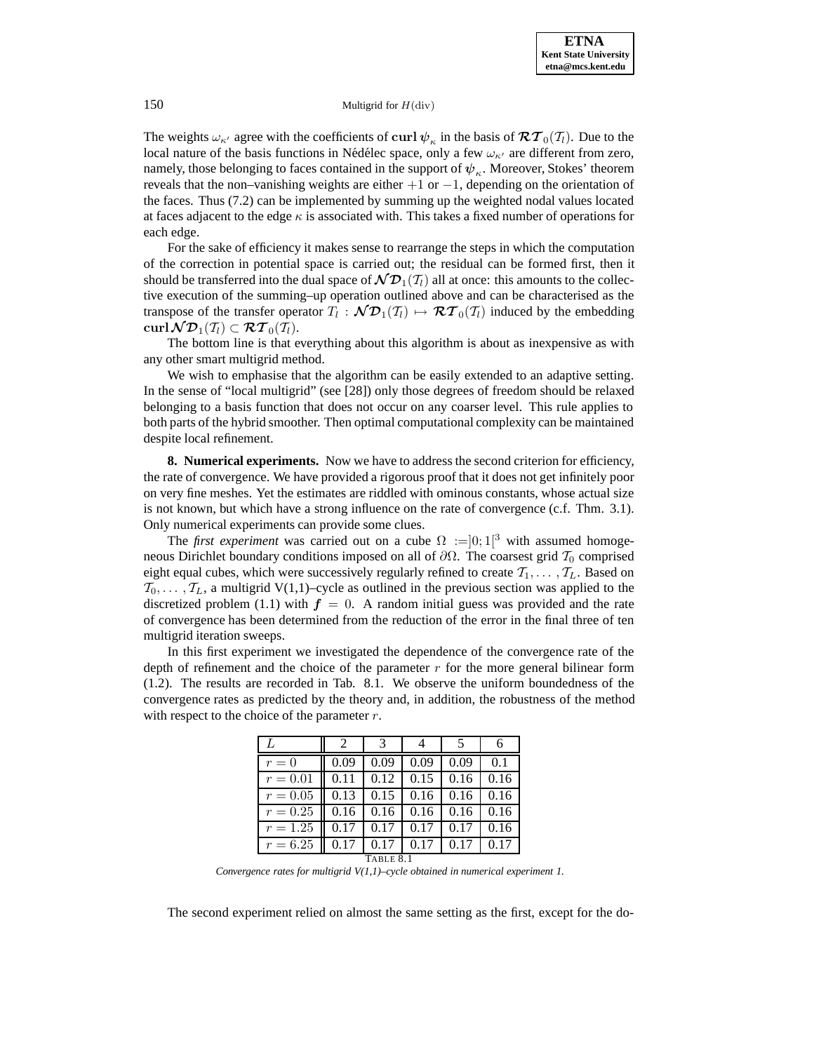The weights $\omega_{\kappa'}$ agree with the coefficients of $\mathbf{curl}\,\boldsymbol{\psi}_\kappa$ in the basis of $\boldsymbol{\mathcal{RT}}_0(\mathcal{T}_l)$. Due to the local nature of the basis functions in Nédélec space, only a few $\omega_{\kappa'}$ are different from zero, namely, those belonging to faces contained in the support of $\boldsymbol{\psi}_\kappa$. Moreover, Stokes' theorem reveals that the non–vanishing weights are either $+1$ or $-1$, depending on the orientation of the faces. Thus (7.2) can be implemented by summing up the weighted nodal values located at faces adjacent to the edge $\kappa$ is associated with. This takes a fixed number of operations for each edge.

For the sake of efficiency it makes sense to rearrange the steps in which the computation of the correction in potential space is carried out; the residual can be formed first, then it should be transferred into the dual space of $\boldsymbol{\mathcal{ND}}_1(\mathcal{T}_l)$ all at once: this amounts to the collective execution of the summing–up operation outlined above and can be characterised as the transpose of the transfer operator $T_l : \boldsymbol{\mathcal{ND}}_1(\mathcal{T}_l) \mapsto \boldsymbol{\mathcal{RT}}_0(\mathcal{T}_l)$ induced by the embedding $\mathbf{curl}\boldsymbol{\mathcal{ND}}_1(\mathcal{T}_l) \subset \boldsymbol{\mathcal{RT}}_0(\mathcal{T}_l)$.

The bottom line is that everything about this algorithm is about as inexpensive as with any other smart multigrid method.

We wish to emphasise that the algorithm can be easily extended to an adaptive setting. In the sense of "local multigrid" (see [28]) only those degrees of freedom should be relaxed belonging to a basis function that does not occur on any coarser level. This rule applies to both parts of the hybrid smoother. Then optimal computational complexity can be maintained despite local refinement.

**8. Numerical experiments.** Now we have to address the second criterion for efficiency, the rate of convergence. We have provided a rigorous proof that it does not get infinitely poor on very fine meshes. Yet the estimates are riddled with ominous constants, whose actual size is not known, but which have a strong influence on the rate of convergence (c.f. Thm. 3.1). Only numerical experiments can provide some clues.

The *first experiment* was carried out on a cube $\Omega := ]0;1[^3$ with assumed homogeneous Dirichlet boundary conditions imposed on all of $\partial\Omega$. The coarsest grid $\mathcal{T}_0$ comprised eight equal cubes, which were successively regularly refined to create $\mathcal{T}_1, \ldots, \mathcal{T}_L$. Based on $\mathcal{T}_0, \ldots, \mathcal{T}_L$, a multigrid V(1,1)–cycle as outlined in the previous section was applied to the discretized problem (1.1) with $\boldsymbol{f} = 0$. A random initial guess was provided and the rate of convergence has been determined from the reduction of the error in the final three of ten multigrid iteration sweeps.

In this first experiment we investigated the dependence of the convergence rate of the depth of refinement and the choice of the parameter $r$ for the more general bilinear form (1.2). The results are recorded in Tab. 8.1. We observe the uniform boundedness of the convergence rates as predicted by the theory and, in addition, the robustness of the method with respect to the choice of the parameter $r$.

| $L$ | 2 | 3 | 4 | 5 | 6 |
|---|---|---|---|---|---|
| $r = 0$ | 0.09 | 0.09 | 0.09 | 0.09 | 0.1 |
| $r = 0.01$ | 0.11 | 0.12 | 0.15 | 0.16 | 0.16 |
| $r = 0.05$ | 0.13 | 0.15 | 0.16 | 0.16 | 0.16 |
| $r = 0.25$ | 0.16 | 0.16 | 0.16 | 0.16 | 0.16 |
| $r = 1.25$ | 0.17 | 0.17 | 0.17 | 0.17 | 0.16 |
| $r = 6.25$ | 0.17 | 0.17 | 0.17 | 0.17 | 0.17 |

TABLE 8.1

*Convergence rates for multigrid V(1,1)–cycle obtained in numerical experiment 1.*

The second experiment relied on almost the same setting as the first, except for the do-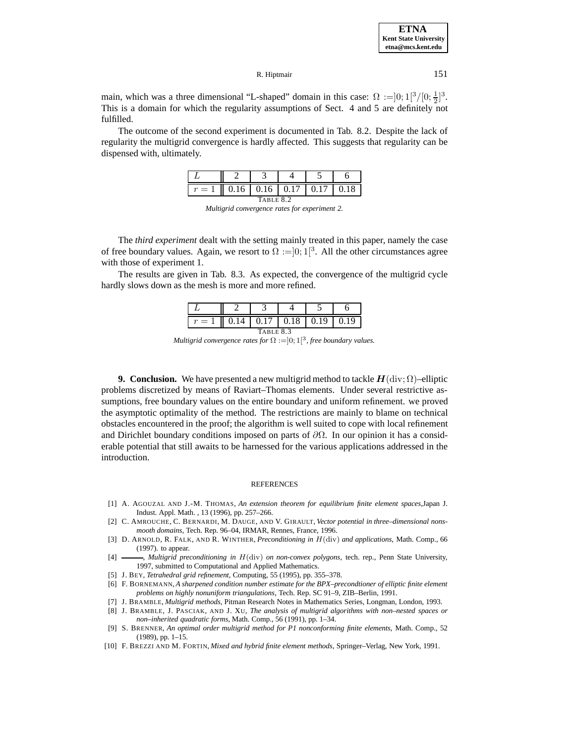main, which was a three dimensional "L-shaped" domain in this case: $\Omega := ]0;1[^3/[0;\frac{1}{2}]^3$. This is a domain for which the regularity assumptions of Sect. 4 and 5 are definitely not fulfilled.

The outcome of the second experiment is documented in Tab. 8.2. Despite the lack of regularity the multigrid convergence is hardly affected. This suggests that regularity can be dispensed with, ultimately.

| $L$ | 2 | 3 | 4 | 5 | 6 |
|---|---|---|---|---|---|
| $r = 1$ | 0.16 | 0.16 | 0.17 | 0.17 | 0.18 |

TABLE 8.2
*Multigrid convergence rates for experiment 2.*

The *third experiment* dealt with the setting mainly treated in this paper, namely the case of free boundary values. Again, we resort to $\Omega := ]0;1[^3$. All the other circumstances agree with those of experiment 1.

The results are given in Tab. 8.3. As expected, the convergence of the multigrid cycle hardly slows down as the mesh is more and more refined.

| $L$ | 2 | 3 | 4 | 5 | 6 |
|---|---|---|---|---|---|
| $r = 1$ | 0.14 | 0.17 | 0.18 | 0.19 | 0.19 |

TABLE 8.3
*Multigrid convergence rates for $\Omega := ]0;1[^3$, free boundary values.*

**9. Conclusion.** We have presented a new multigrid method to tackle $\boldsymbol{H}(\mathrm{div};\Omega)$–elliptic problems discretized by means of Raviart–Thomas elements. Under several restrictive assumptions, free boundary values on the entire boundary and uniform refinement. we proved the asymptotic optimality of the method. The restrictions are mainly to blame on technical obstacles encountered in the proof; the algorithm is well suited to cope with local refinement and Dirichlet boundary conditions imposed on parts of $\partial\Omega$. In our opinion it has a considerable potential that still awaits to be harnessed for the various applications addressed in the introduction.

REFERENCES

[1] A. AGOUZAL AND J.-M. THOMAS, *An extension theorem for equilibrium finite element spaces*,Japan J. Indust. Appl. Math. , 13 (1996), pp. 257–266.

[2] C. AMROUCHE, C. BERNARDI, M. DAUGE, AND V. GIRAULT, *Vector potential in three–dimensional nonsmooth domains*, Tech. Rep. 96–04, IRMAR, Rennes, France, 1996.

[3] D. ARNOLD, R. FALK, AND R. WINTHER, *Preconditioning in $H(\mathrm{div})$ and applications*, Math. Comp., 66 (1997). to appear.

[4] ———, *Multigrid preconditioning in $H(\mathrm{div})$ on non-convex polygons*, tech. rep., Penn State University, 1997, submitted to Computational and Applied Mathematics.

[5] J. BEY, *Tetrahedral grid refinement*, Computing, 55 (1995), pp. 355–378.

[6] F. BORNEMANN, *A sharpened condition number estimate for the BPX–precondtioner of elliptic finite element problems on highly nonuniform triangulations*, Tech. Rep. SC 91–9, ZIB–Berlin, 1991.

[7] J. BRAMBLE, *Multigrid methods*, Pitman Research Notes in Mathematics Series, Longman, London, 1993.

[8] J. BRAMBLE, J. PASCIAK, AND J. XU, *The analysis of multigrid algorithms with non–nested spaces or non–inherited quadratic forms*, Math. Comp., 56 (1991), pp. 1–34.

[9] S. BRENNER, *An optimal order multigrid method for P1 nonconforming finite elements*, Math. Comp., 52 (1989), pp. 1–15.

[10] F. BREZZI AND M. FORTIN, *Mixed and hybrid finite element methods*, Springer–Verlag, New York, 1991.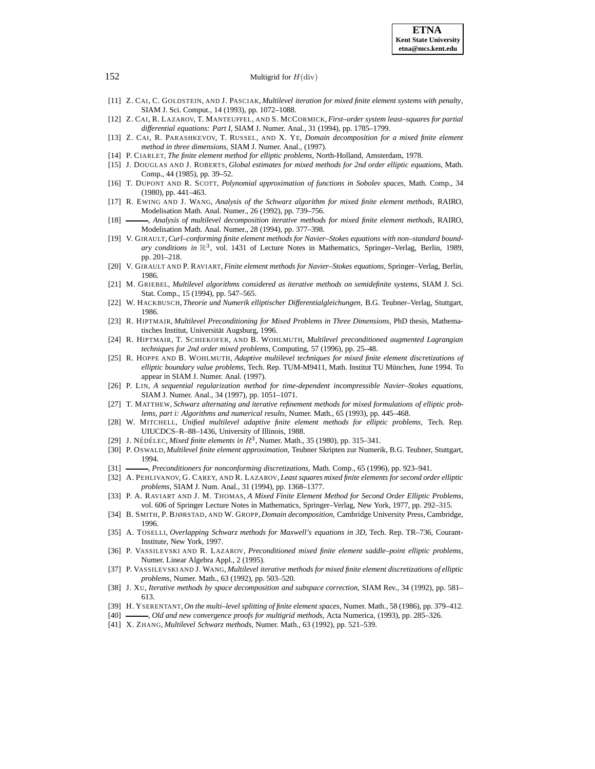[11] Z. Cai, C. Goldstein, and J. Pasciak, *Multilevel iteration for mixed finite element systems with penalty*, SIAM J. Sci. Comput., 14 (1993), pp. 1072–1088.

[12] Z. Cai, R. Lazarov, T. Manteuffel, and S. McCormick, *First–order system least–squares for partial differential equations: Part I*, SIAM J. Numer. Anal., 31 (1994), pp. 1785–1799.

[13] Z. Cai, R. Parashkevov, T. Russel, and X. Ye, *Domain decomposition for a mixed finite element method in three dimensions*, SIAM J. Numer. Anal., (1997).

[14] P. Ciarlet, *The finite element method for elliptic problems*, North-Holland, Amsterdam, 1978.

[15] J. Douglas and J. Roberts, *Global estimates for mixed methods for 2nd order elliptic equations*, Math. Comp., 44 (1985), pp. 39–52.

[16] T. Dupont and R. Scott, *Polynomial approximation of functions in Sobolev spaces*, Math. Comp., 34 (1980), pp. 441–463.

[17] R. Ewing and J. Wang, *Analysis of the Schwarz algorithm for mixed finite element methods*, RAIRO, Modelisation Math. Anal. Numer., 26 (1992), pp. 739–756.

[18] ———, *Analysis of multilevel decomposition iterative methods for mixed finite element methods*, RAIRO, Modelisation Math. Anal. Numer., 28 (1994), pp. 377–398.

[19] V. Girault, *Curl–conforming finite element methods for Navier–Stokes equations with non–standard boundary conditions in* $\mathbb{R}^3$, vol. 1431 of Lecture Notes in Mathematics, Springer–Verlag, Berlin, 1989, pp. 201–218.

[20] V. Girault and P. Raviart, *Finite element methods for Navier–Stokes equations*, Springer–Verlag, Berlin, 1986.

[21] M. Griebel, *Multilevel algorithms considered as iterative methods on semidefinite systems*, SIAM J. Sci. Stat. Comp., 15 (1994), pp. 547–565.

[22] W. Hackbusch, *Theorie und Numerik elliptischer Differentialgleichungen*, B.G. Teubner–Verlag, Stuttgart, 1986.

[23] R. Hiptmair, *Multilevel Preconditioning for Mixed Problems in Three Dimensions*, PhD thesis, Mathematisches Institut, Universität Augsburg, 1996.

[24] R. Hiptmair, T. Schiekofer, and B. Wohlmuth, *Multilevel preconditioned augmented Lagrangian techniques for 2nd order mixed problems*, Computing, 57 (1996), pp. 25–48.

[25] R. Hoppe and B. Wohlmuth, *Adaptive multilevel techniques for mixed finite element discretizations of elliptic boundary value problems*, Tech. Rep. TUM-M9411, Math. Institut TU München, June 1994. To appear in SIAM J. Numer. Anal. (1997).

[26] P. Lin, *A sequential regularization method for time-dependent incompressible Navier–Stokes equations*, SIAM J. Numer. Anal., 34 (1997), pp. 1051–1071.

[27] T. Matthew, *Schwarz alternating and iterative refinement methods for mixed formulations of elliptic problems, part i: Algorithms and numerical results*, Numer. Math., 65 (1993), pp. 445–468.

[28] W. Mitchell, *Unified multilevel adaptive finite element methods for elliptic problems*, Tech. Rep. UIUCDCS–R–88–1436, University of Illinois, 1988.

[29] J. Nédélec, *Mixed finite elements in* $R^3$, Numer. Math., 35 (1980), pp. 315–341.

[30] P. Oswald, *Multilevel finite element approximation*, Teubner Skripten zur Numerik, B.G. Teubner, Stuttgart, 1994.

[31] ———, *Preconditioners for nonconforming discretizations*, Math. Comp., 65 (1996), pp. 923–941.

[32] A. Pehlivanov, G. Carey, and R. Lazarov, *Least squares mixed finite elements for second order elliptic problems*, SIAM J. Num. Anal., 31 (1994), pp. 1368–1377.

[33] P. A. Raviart and J. M. Thomas, *A Mixed Finite Element Method for Second Order Elliptic Problems*, vol. 606 of Springer Lecture Notes in Mathematics, Springer–Verlag, New York, 1977, pp. 292–315.

[34] B. Smith, P. Bjørstad, and W. Gropp, *Domain decomposition*, Cambridge University Press, Cambridge, 1996.

[35] A. Toselli, *Overlapping Schwarz methods for Maxwell's equations in 3D*, Tech. Rep. TR–736, Courant-Institute, New York, 1997.

[36] P. Vassilevski and R. Lazarov, *Preconditioned mixed finite element saddle–point elliptic problems*, Numer. Linear Algebra Appl., 2 (1995).

[37] P. Vassilevski and J. Wang, *Multilevel iterative methods for mixed finite element discretizations of elliptic problems*, Numer. Math., 63 (1992), pp. 503–520.

[38] J. Xu, *Iterative methods by space decomposition and subspace correction*, SIAM Rev., 34 (1992), pp. 581–613.

[39] H. Yserentant, *On the multi–level splitting of finite element spaces*, Numer. Math., 58 (1986), pp. 379–412.

[40] ———, *Old and new convergence proofs for multigrid methods*, Acta Numerica, (1993), pp. 285–326.

[41] X. Zhang, *Multilevel Schwarz methods*, Numer. Math., 63 (1992), pp. 521–539.